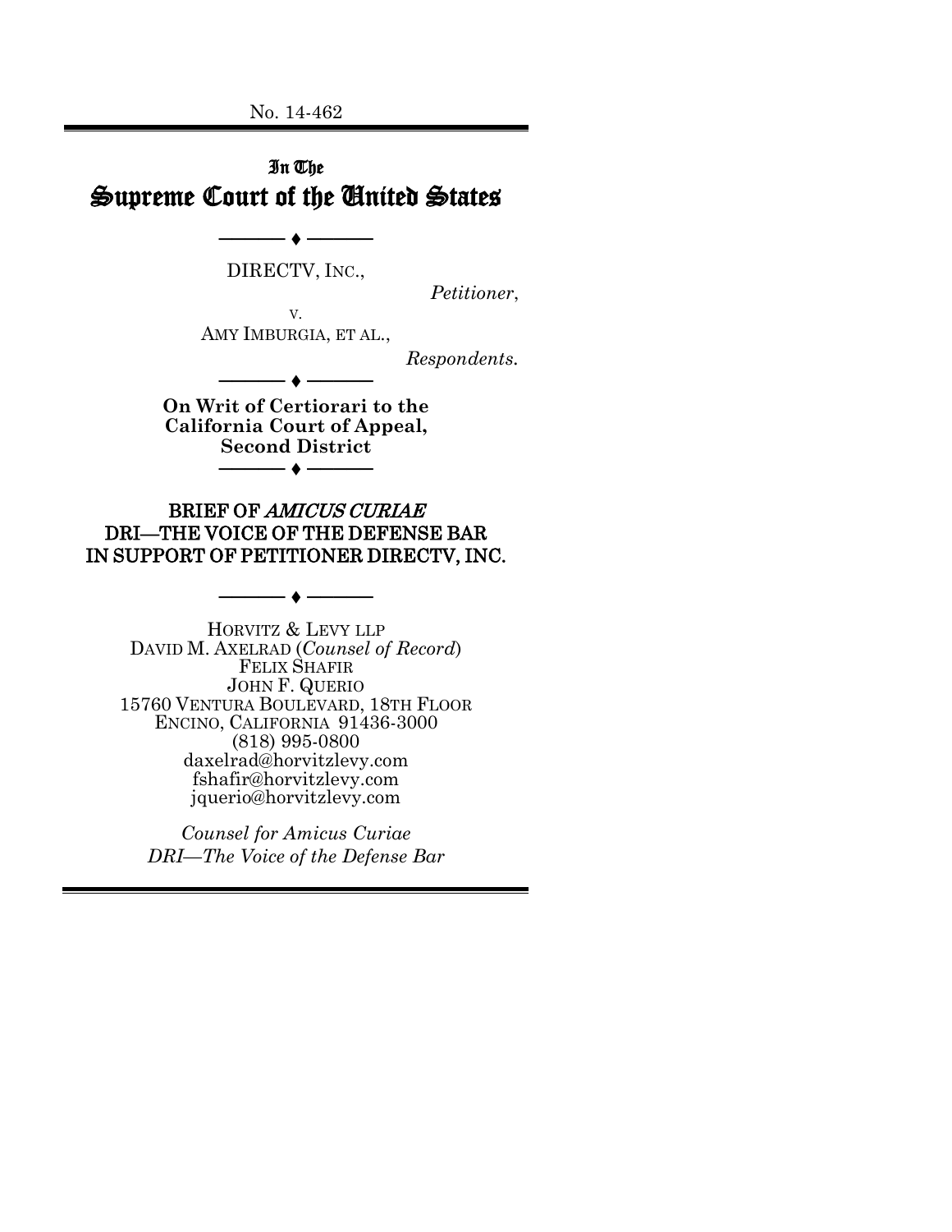No. 14-462

# In The Supreme Court of the United States

---

DIRECTV, INC.,

*Petitioner*,

v.

AMY IMBURGIA, ET AL.,

*Respondents.*

---

**On Writ of Certiorari to the California Court of Appeal, Second District**

---

## BRIEF OF *AMICUS CURIAE* DRI—THE VOICE OF THE DEFENSE BAR IN SUPPORT OF PETITIONER DIRECTV, INC.

---

HORVITZ & LEVY LLP
DAVID M. AXELRAD (*Counsel of Record*)
FELIX SHAFIR
JOHN F. QUERIO
15760 VENTURA BOULEVARD, 18TH FLOOR
ENCINO, CALIFORNIA 91436-3000
(818) 995-0800
daxelrad@horvitzlevy.com
fshafir@horvitzlevy.com
jquerio@horvitzlevy.com

*Counsel for Amicus Curiae DRI—The Voice of the Defense Bar*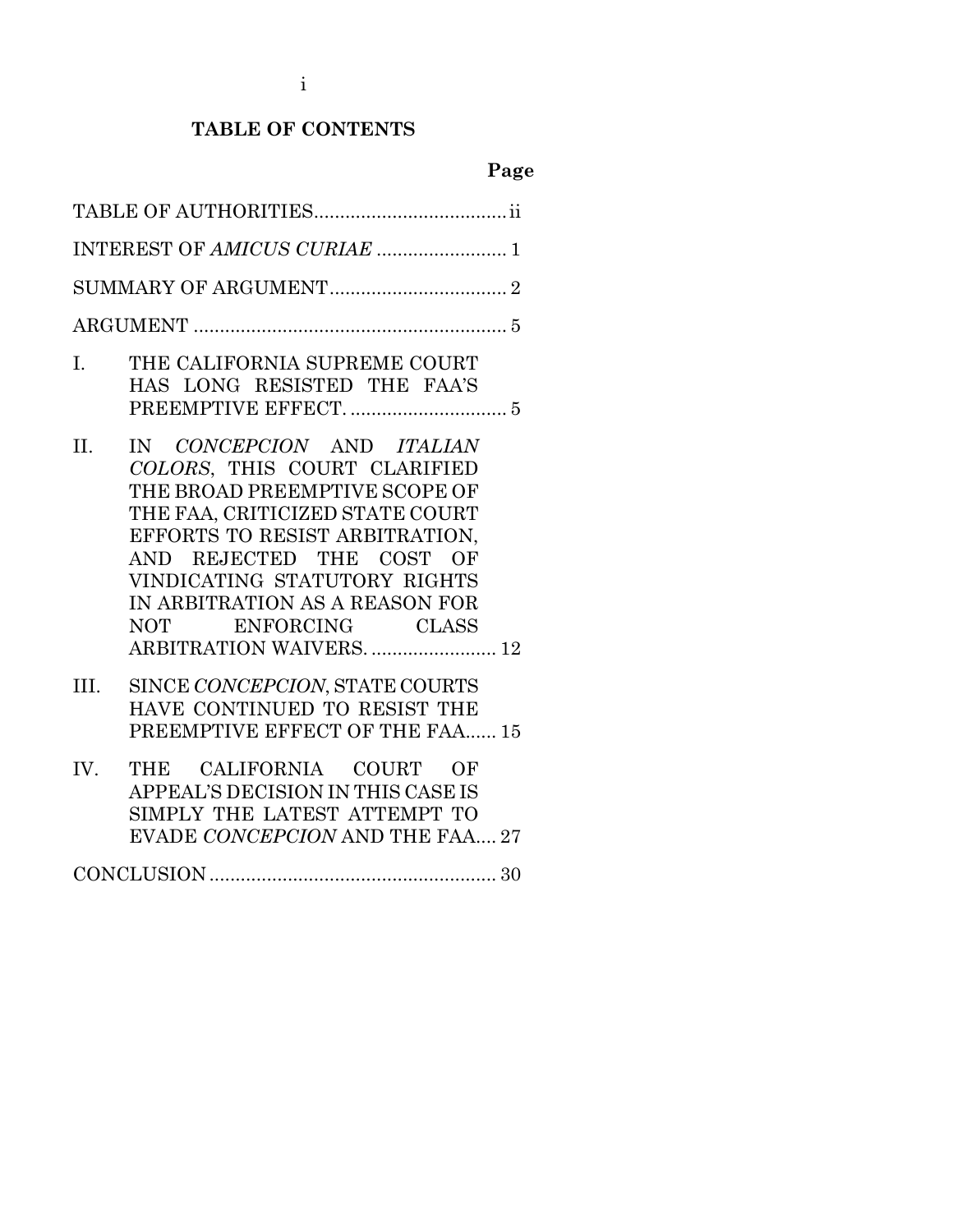# TABLE OF CONTENTS

| | | Page |
|---|---|---|
| TABLE OF AUTHORITIES | | ii |
| INTEREST OF *AMICUS CURIAE* | | 1 |
| SUMMARY OF ARGUMENT | | 2 |
| ARGUMENT | | 5 |
| I. | THE CALIFORNIA SUPREME COURT HAS LONG RESISTED THE FAA'S PREEMPTIVE EFFECT. | 5 |
| II. | IN *CONCEPCION* AND *ITALIAN COLORS*, THIS COURT CLARIFIED THE BROAD PREEMPTIVE SCOPE OF THE FAA, CRITICIZED STATE COURT EFFORTS TO RESIST ARBITRATION, AND REJECTED THE COST OF VINDICATING STATUTORY RIGHTS IN ARBITRATION AS A REASON FOR NOT ENFORCING CLASS ARBITRATION WAIVERS. | 12 |
| III. | SINCE *CONCEPCION*, STATE COURTS HAVE CONTINUED TO RESIST THE PREEMPTIVE EFFECT OF THE FAA | 15 |
| IV. | THE CALIFORNIA COURT OF APPEAL'S DECISION IN THIS CASE IS SIMPLY THE LATEST ATTEMPT TO EVADE *CONCEPCION* AND THE FAA | 27 |
| CONCLUSION | | 30 |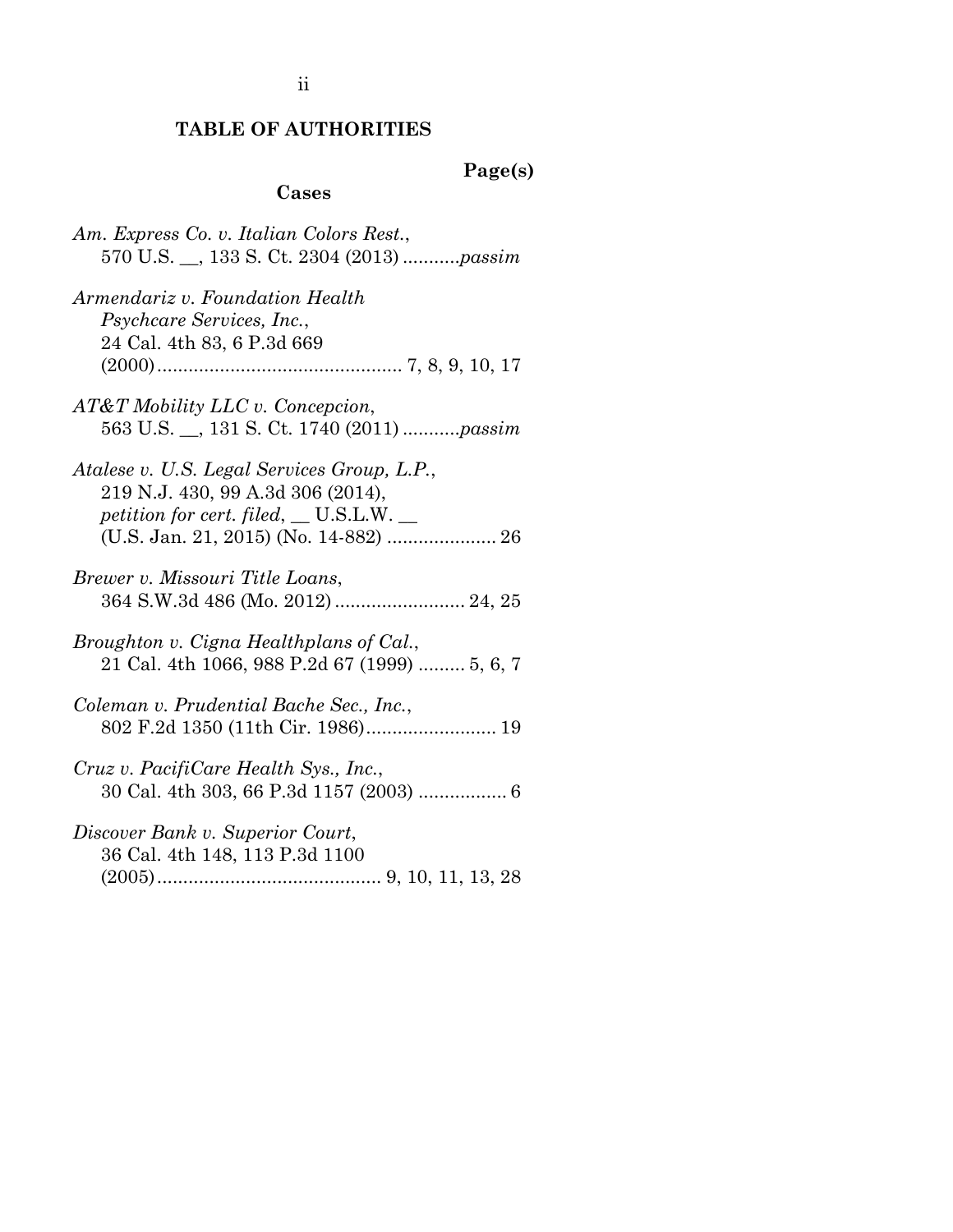# TABLE OF AUTHORITIES

**Page(s)**

**Cases**

*Am. Express Co. v. Italian Colors Rest.*,
570 U.S. __, 133 S. Ct. 2304 (2013) ...........*passim*

*Armendariz v. Foundation Health Psychcare Services, Inc.*,
24 Cal. 4th 83, 6 P.3d 669 (2000)............................................... 7, 8, 9, 10, 17

*AT&T Mobility LLC v. Concepcion*,
563 U.S. __, 131 S. Ct. 1740 (2011) ...........*passim*

*Atalese v. U.S. Legal Services Group, L.P.*,
219 N.J. 430, 99 A.3d 306 (2014), *petition for cert. filed*, __ U.S.L.W. __ (U.S. Jan. 21, 2015) (No. 14-882) ..................... 26

*Brewer v. Missouri Title Loans*,
364 S.W.3d 486 (Mo. 2012) ......................... 24, 25

*Broughton v. Cigna Healthplans of Cal.*,
21 Cal. 4th 1066, 988 P.2d 67 (1999) ......... 5, 6, 7

*Coleman v. Prudential Bache Sec., Inc.*,
802 F.2d 1350 (11th Cir. 1986)......................... 19

*Cruz v. PacifiCare Health Sys., Inc.*,
30 Cal. 4th 303, 66 P.3d 1157 (2003) ................. 6

*Discover Bank v. Superior Court*,
36 Cal. 4th 148, 113 P.3d 1100 (2005)........................................... 9, 10, 11, 13, 28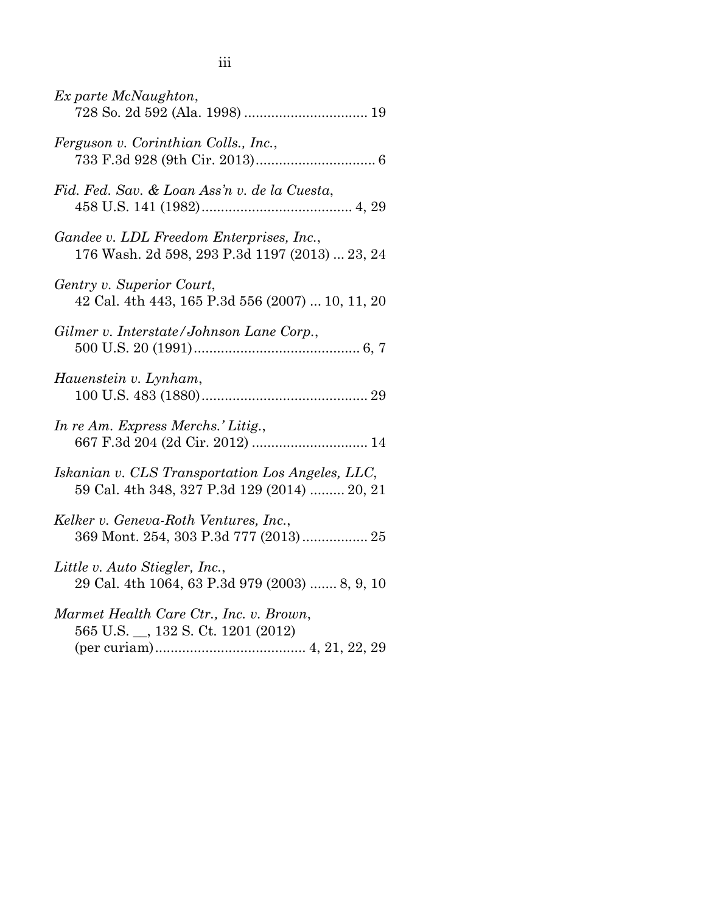*Ex parte McNaughton*,
    728 So. 2d 592 (Ala. 1998) ................................ 19

*Ferguson v. Corinthian Colls., Inc.*,
    733 F.3d 928 (9th Cir. 2013)............................... 6

*Fid. Fed. Sav. & Loan Ass'n v. de la Cuesta*,
    458 U.S. 141 (1982)...................................... 4, 29

*Gandee v. LDL Freedom Enterprises, Inc.*,
    176 Wash. 2d 598, 293 P.3d 1197 (2013) ... 23, 24

*Gentry v. Superior Court*,
    42 Cal. 4th 443, 165 P.3d 556 (2007) ... 10, 11, 20

*Gilmer v. Interstate/Johnson Lane Corp.*,
    500 U.S. 20 (1991)........................................... 6, 7

*Hauenstein v. Lynham*,
    100 U.S. 483 (1880)........................................... 29

*In re Am. Express Merchs.' Litig.*,
    667 F.3d 204 (2d Cir. 2012) .............................. 14

*Iskanian v. CLS Transportation Los Angeles, LLC*,
    59 Cal. 4th 348, 327 P.3d 129 (2014) ......... 20, 21

*Kelker v. Geneva-Roth Ventures, Inc.*,
    369 Mont. 254, 303 P.3d 777 (2013)................. 25

*Little v. Auto Stiegler, Inc.*,
    29 Cal. 4th 1064, 63 P.3d 979 (2003) ....... 8, 9, 10

*Marmet Health Care Ctr., Inc. v. Brown*,
    565 U.S. __, 132 S. Ct. 1201 (2012)
    (per curiam)...................................... 4, 21, 22, 29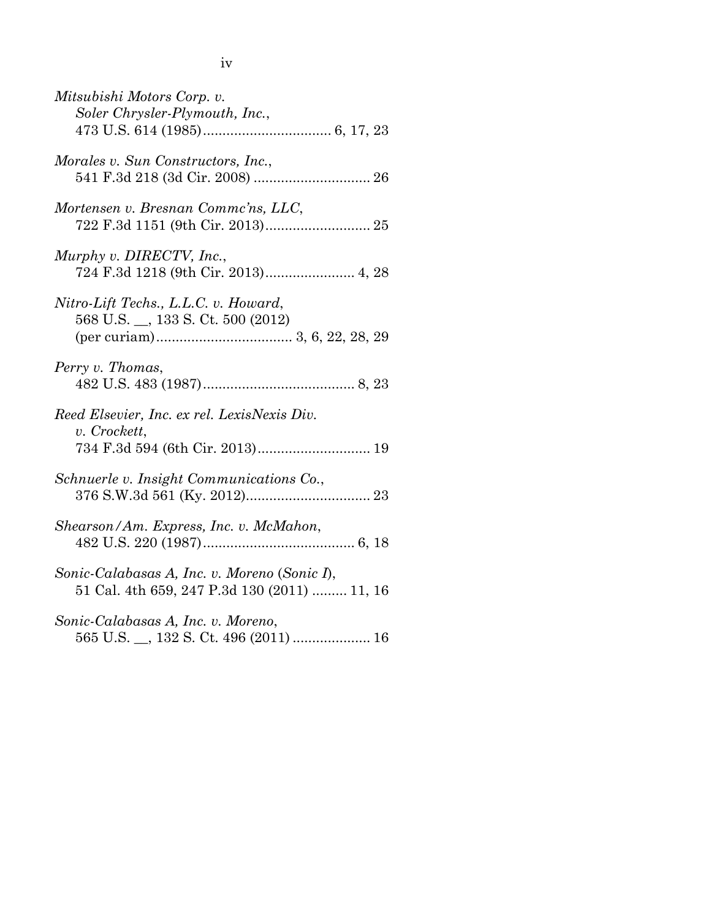*Mitsubishi Motors Corp. v. Soler Chrysler-Plymouth, Inc.*, 473 U.S. 614 (1985) ................................ 6, 17, 23

*Morales v. Sun Constructors, Inc.*, 541 F.3d 218 (3d Cir. 2008) .............................. 26

*Mortensen v. Bresnan Commc'ns, LLC*, 722 F.3d 1151 (9th Cir. 2013)........................... 25

*Murphy v. DIRECTV, Inc.*, 724 F.3d 1218 (9th Cir. 2013)....................... 4, 28

*Nitro-Lift Techs., L.L.C. v. Howard*, 568 U.S. __, 133 S. Ct. 500 (2012) (per curiam)................................... 3, 6, 22, 28, 29

*Perry v. Thomas*, 482 U.S. 483 (1987)....................................... 8, 23

*Reed Elsevier, Inc. ex rel. LexisNexis Div. v. Crockett*, 734 F.3d 594 (6th Cir. 2013)............................. 19

*Schnuerle v. Insight Communications Co.*, 376 S.W.3d 561 (Ky. 2012)................................ 23

*Shearson/Am. Express, Inc. v. McMahon*, 482 U.S. 220 (1987)....................................... 6, 18

*Sonic-Calabasas A, Inc. v. Moreno* (*Sonic I*), 51 Cal. 4th 659, 247 P.3d 130 (2011) ......... 11, 16

*Sonic-Calabasas A, Inc. v. Moreno*, 565 U.S. __, 132 S. Ct. 496 (2011) .................... 16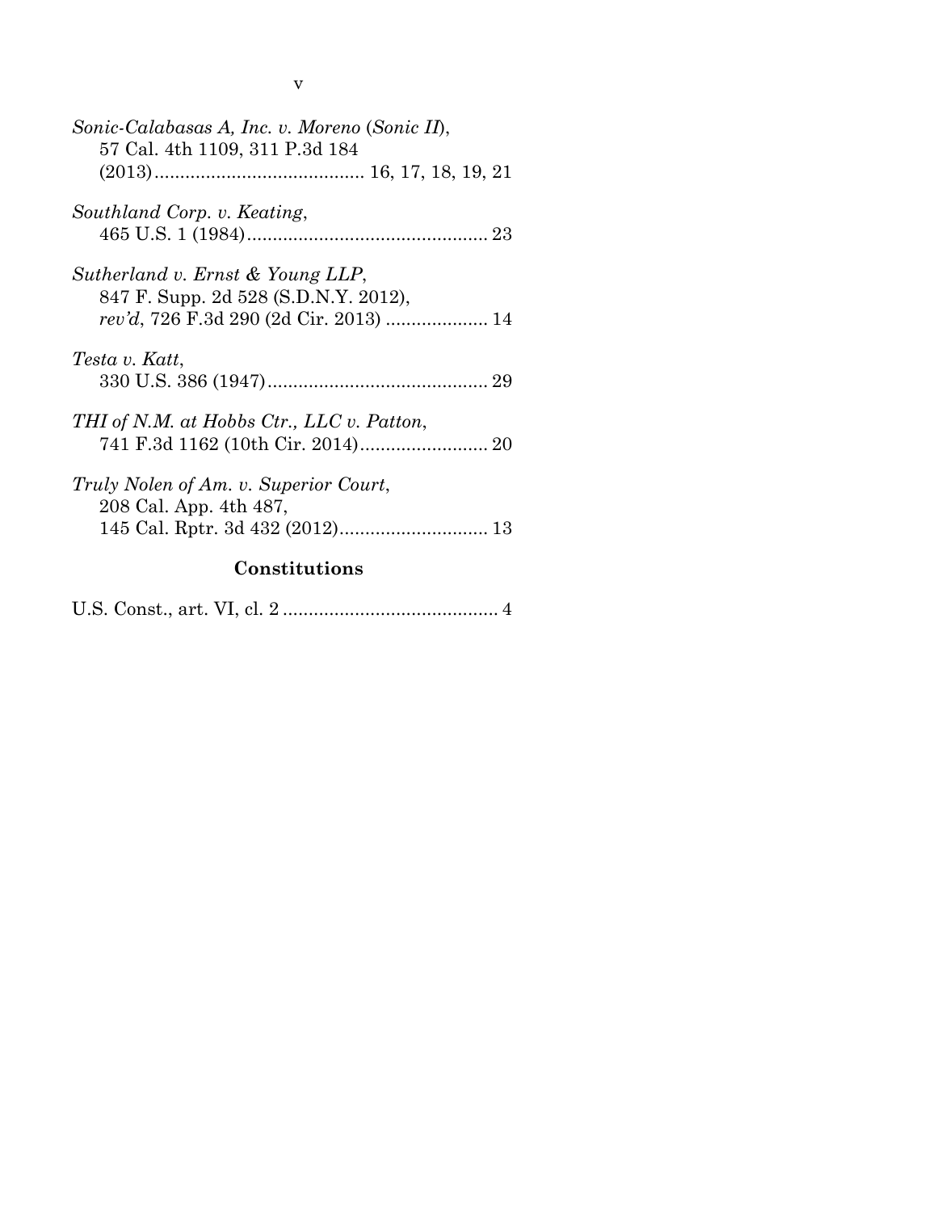*Sonic-Calabasas A, Inc. v. Moreno* (*Sonic II*), 57 Cal. 4th 1109, 311 P.3d 184 (2013) ........................................ 16, 17, 18, 19, 21

*Southland Corp. v. Keating*, 465 U.S. 1 (1984) ............................................... 23

*Sutherland v. Ernst & Young LLP*, 847 F. Supp. 2d 528 (S.D.N.Y. 2012), *rev'd*, 726 F.3d 290 (2d Cir. 2013) .................... 14

*Testa v. Katt*, 330 U.S. 386 (1947) ........................................... 29

*THI of N.M. at Hobbs Ctr., LLC v. Patton*, 741 F.3d 1162 (10th Cir. 2014) ......................... 20

*Truly Nolen of Am. v. Superior Court*, 208 Cal. App. 4th 487, 145 Cal. Rptr. 3d 432 (2012) ............................. 13

## Constitutions

U.S. Const., art. VI, cl. 2 .......................................... 4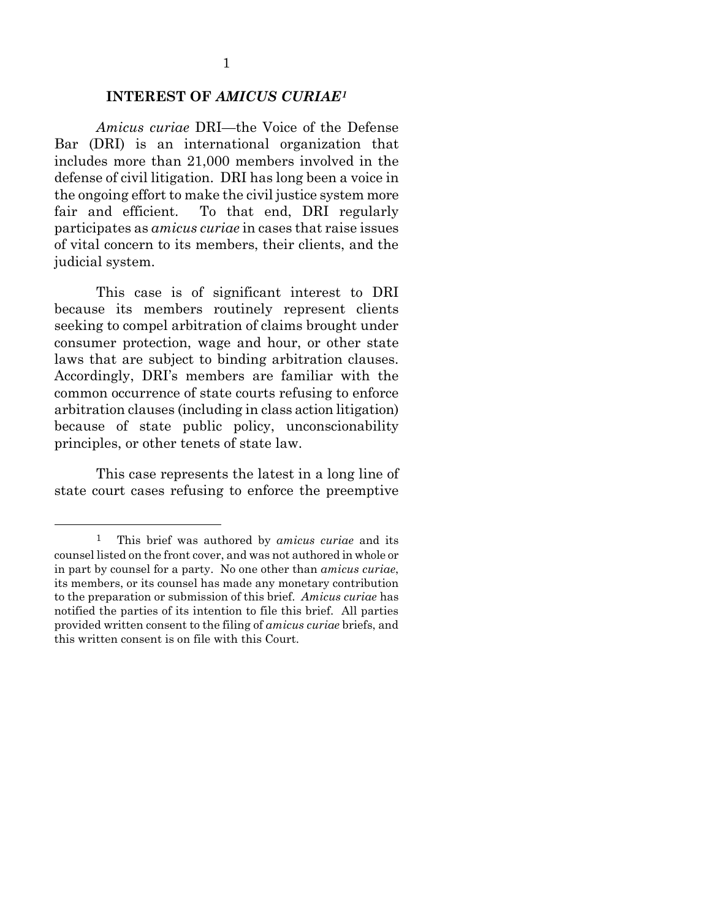## INTEREST OF *AMICUS CURIAE*[1]

*Amicus curiae* DRI—the Voice of the Defense Bar (DRI) is an international organization that includes more than 21,000 members involved in the defense of civil litigation. DRI has long been a voice in the ongoing effort to make the civil justice system more fair and efficient. To that end, DRI regularly participates as *amicus curiae* in cases that raise issues of vital concern to its members, their clients, and the judicial system.

This case is of significant interest to DRI because its members routinely represent clients seeking to compel arbitration of claims brought under consumer protection, wage and hour, or other state laws that are subject to binding arbitration clauses. Accordingly, DRI's members are familiar with the common occurrence of state courts refusing to enforce arbitration clauses (including in class action litigation) because of state public policy, unconscionability principles, or other tenets of state law.

This case represents the latest in a long line of state court cases refusing to enforce the preemptive

---

[1] This brief was authored by *amicus curiae* and its counsel listed on the front cover, and was not authored in whole or in part by counsel for a party. No one other than *amicus curiae*, its members, or its counsel has made any monetary contribution to the preparation or submission of this brief. *Amicus curiae* has notified the parties of its intention to file this brief. All parties provided written consent to the filing of *amicus curiae* briefs, and this written consent is on file with this Court.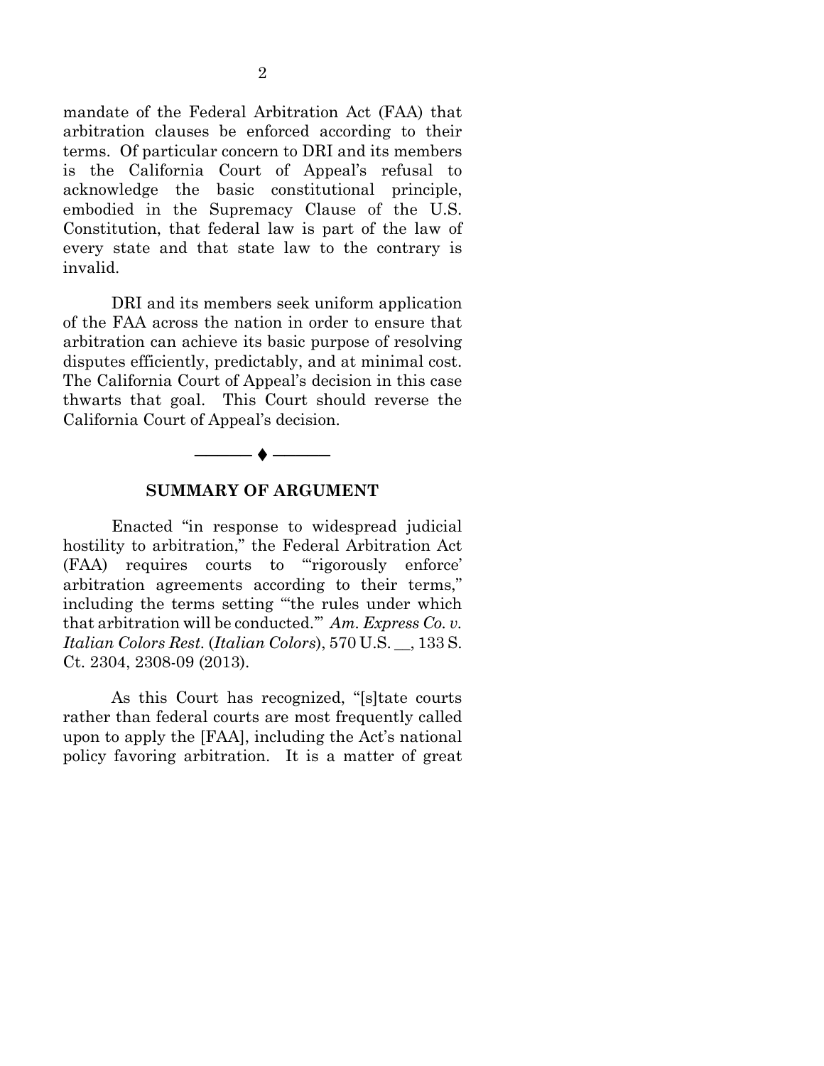mandate of the Federal Arbitration Act (FAA) that arbitration clauses be enforced according to their terms. Of particular concern to DRI and its members is the California Court of Appeal's refusal to acknowledge the basic constitutional principle, embodied in the Supremacy Clause of the U.S. Constitution, that federal law is part of the law of every state and that state law to the contrary is invalid.

DRI and its members seek uniform application of the FAA across the nation in order to ensure that arbitration can achieve its basic purpose of resolving disputes efficiently, predictably, and at minimal cost. The California Court of Appeal's decision in this case thwarts that goal. This Court should reverse the California Court of Appeal's decision.

———— ♦ ————

## SUMMARY OF ARGUMENT

Enacted "in response to widespread judicial hostility to arbitration," the Federal Arbitration Act (FAA) requires courts to "'rigorously enforce' arbitration agreements according to their terms," including the terms setting "'the rules under which that arbitration will be conducted.'" *Am. Express Co. v. Italian Colors Rest.* (*Italian Colors*), 570 U.S. __, 133 S. Ct. 2304, 2308-09 (2013).

As this Court has recognized, "[s]tate courts rather than federal courts are most frequently called upon to apply the [FAA], including the Act's national policy favoring arbitration. It is a matter of great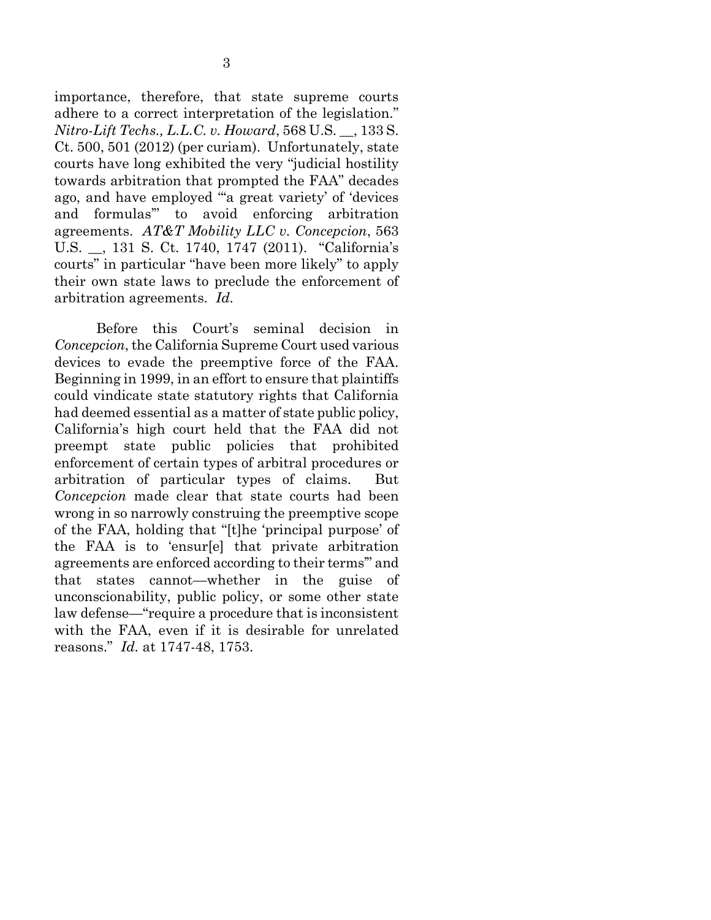importance, therefore, that state supreme courts adhere to a correct interpretation of the legislation." *Nitro-Lift Techs., L.L.C. v. Howard*, 568 U.S. __, 133 S. Ct. 500, 501 (2012) (per curiam). Unfortunately, state courts have long exhibited the very "judicial hostility towards arbitration that prompted the FAA" decades ago, and have employed "'a great variety' of 'devices and formulas'" to avoid enforcing arbitration agreements. *AT&T Mobility LLC v. Concepcion*, 563 U.S. __, 131 S. Ct. 1740, 1747 (2011). "California's courts" in particular "have been more likely" to apply their own state laws to preclude the enforcement of arbitration agreements. *Id.*

Before this Court's seminal decision in *Concepcion*, the California Supreme Court used various devices to evade the preemptive force of the FAA. Beginning in 1999, in an effort to ensure that plaintiffs could vindicate state statutory rights that California had deemed essential as a matter of state public policy, California's high court held that the FAA did not preempt state public policies that prohibited enforcement of certain types of arbitral procedures or arbitration of particular types of claims. But *Concepcion* made clear that state courts had been wrong in so narrowly construing the preemptive scope of the FAA, holding that "[t]he 'principal purpose' of the FAA is to 'ensur[e] that private arbitration agreements are enforced according to their terms'" and that states cannot—whether in the guise of unconscionability, public policy, or some other state law defense—"require a procedure that is inconsistent with the FAA, even if it is desirable for unrelated reasons." *Id.* at 1747-48, 1753.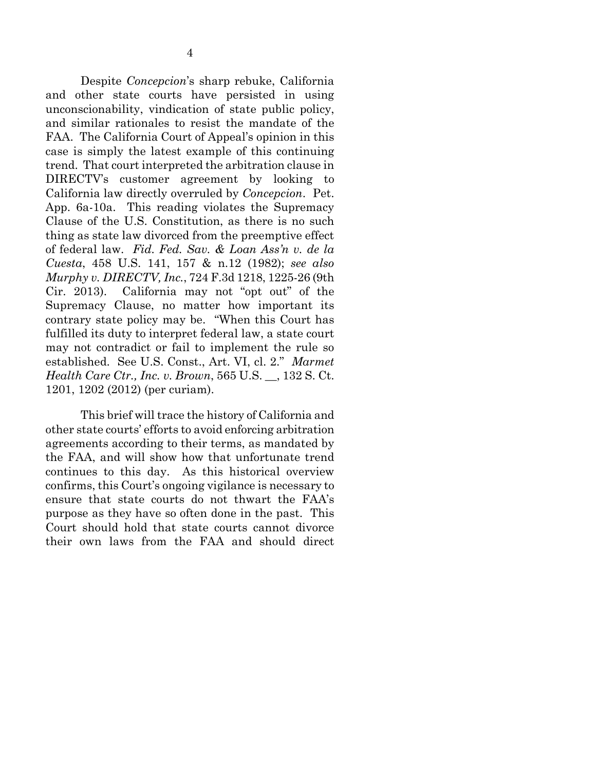Despite *Concepcion*'s sharp rebuke, California and other state courts have persisted in using unconscionability, vindication of state public policy, and similar rationales to resist the mandate of the FAA. The California Court of Appeal's opinion in this case is simply the latest example of this continuing trend. That court interpreted the arbitration clause in DIRECTV's customer agreement by looking to California law directly overruled by *Concepcion*. Pet. App. 6a-10a. This reading violates the Supremacy Clause of the U.S. Constitution, as there is no such thing as state law divorced from the preemptive effect of federal law. *Fid. Fed. Sav. & Loan Ass'n v. de la Cuesta*, 458 U.S. 141, 157 & n.12 (1982); *see also Murphy v. DIRECTV, Inc.*, 724 F.3d 1218, 1225-26 (9th Cir. 2013). California may not "opt out" of the Supremacy Clause, no matter how important its contrary state policy may be. "When this Court has fulfilled its duty to interpret federal law, a state court may not contradict or fail to implement the rule so established. See U.S. Const., Art. VI, cl. 2." *Marmet Health Care Ctr., Inc. v. Brown*, 565 U.S. __, 132 S. Ct. 1201, 1202 (2012) (per curiam).

This brief will trace the history of California and other state courts' efforts to avoid enforcing arbitration agreements according to their terms, as mandated by the FAA, and will show how that unfortunate trend continues to this day. As this historical overview confirms, this Court's ongoing vigilance is necessary to ensure that state courts do not thwart the FAA's purpose as they have so often done in the past. This Court should hold that state courts cannot divorce their own laws from the FAA and should direct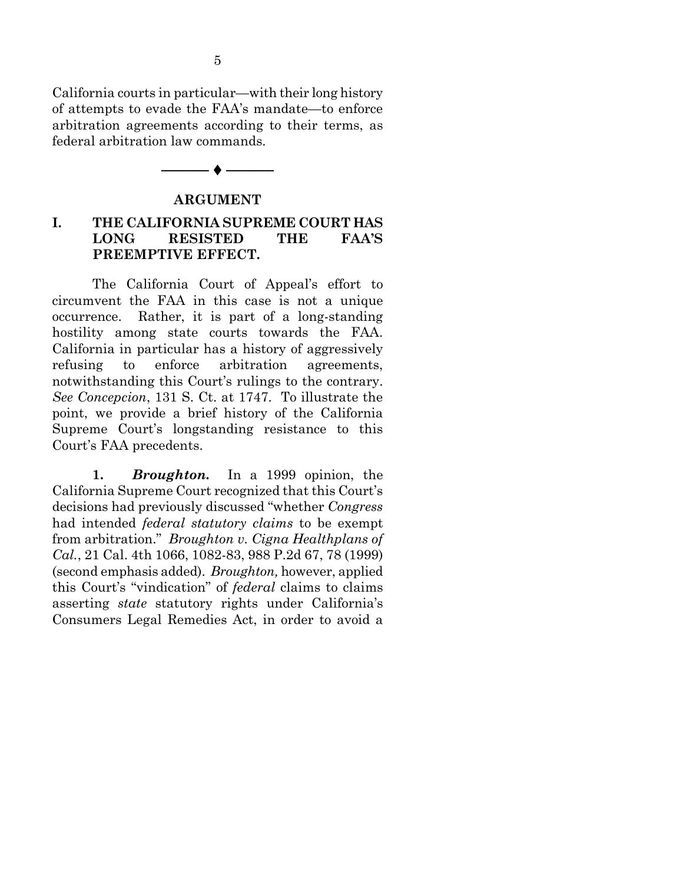California courts in particular—with their long history of attempts to evade the FAA's mandate—to enforce arbitration agreements according to their terms, as federal arbitration law commands.

———— ♦ ————

## ARGUMENT

### I. THE CALIFORNIA SUPREME COURT HAS LONG RESISTED THE FAA'S PREEMPTIVE EFFECT.

The California Court of Appeal's effort to circumvent the FAA in this case is not a unique occurrence. Rather, it is part of a long-standing hostility among state courts towards the FAA. California in particular has a history of aggressively refusing to enforce arbitration agreements, notwithstanding this Court's rulings to the contrary. *See Concepcion*, 131 S. Ct. at 1747. To illustrate the point, we provide a brief history of the California Supreme Court's longstanding resistance to this Court's FAA precedents.

**1. *Broughton.*** In a 1999 opinion, the California Supreme Court recognized that this Court's decisions had previously discussed "whether *Congress* had intended *federal statutory claims* to be exempt from arbitration." *Broughton v. Cigna Healthplans of Cal.*, 21 Cal. 4th 1066, 1082-83, 988 P.2d 67, 78 (1999) (second emphasis added). *Broughton,* however, applied this Court's "vindication" of *federal* claims to claims asserting *state* statutory rights under California's Consumers Legal Remedies Act, in order to avoid a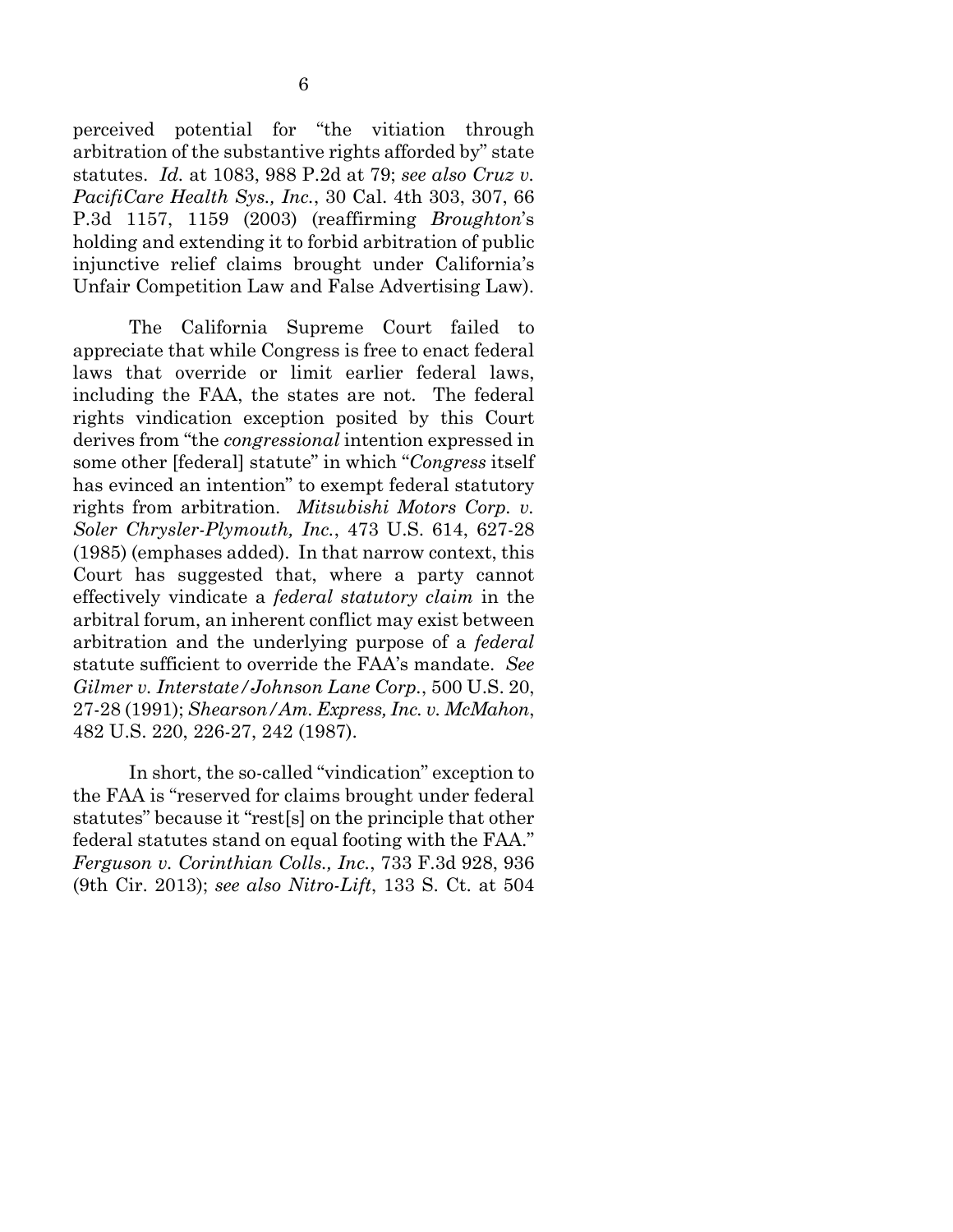perceived potential for "the vitiation through arbitration of the substantive rights afforded by" state statutes. *Id.* at 1083, 988 P.2d at 79; *see also Cruz v. PacifiCare Health Sys., Inc.*, 30 Cal. 4th 303, 307, 66 P.3d 1157, 1159 (2003) (reaffirming *Broughton*'s holding and extending it to forbid arbitration of public injunctive relief claims brought under California's Unfair Competition Law and False Advertising Law).

The California Supreme Court failed to appreciate that while Congress is free to enact federal laws that override or limit earlier federal laws, including the FAA, the states are not. The federal rights vindication exception posited by this Court derives from "the *congressional* intention expressed in some other [federal] statute" in which "*Congress* itself has evinced an intention" to exempt federal statutory rights from arbitration. *Mitsubishi Motors Corp. v. Soler Chrysler-Plymouth, Inc.*, 473 U.S. 614, 627-28 (1985) (emphases added). In that narrow context, this Court has suggested that, where a party cannot effectively vindicate a *federal statutory claim* in the arbitral forum, an inherent conflict may exist between arbitration and the underlying purpose of a *federal* statute sufficient to override the FAA's mandate. *See Gilmer v. Interstate/Johnson Lane Corp.*, 500 U.S. 20, 27-28 (1991); *Shearson/Am. Express, Inc. v. McMahon*, 482 U.S. 220, 226-27, 242 (1987).

In short, the so-called "vindication" exception to the FAA is "reserved for claims brought under federal statutes" because it "rest[s] on the principle that other federal statutes stand on equal footing with the FAA." *Ferguson v. Corinthian Colls., Inc.*, 733 F.3d 928, 936 (9th Cir. 2013); *see also Nitro-Lift*, 133 S. Ct. at 504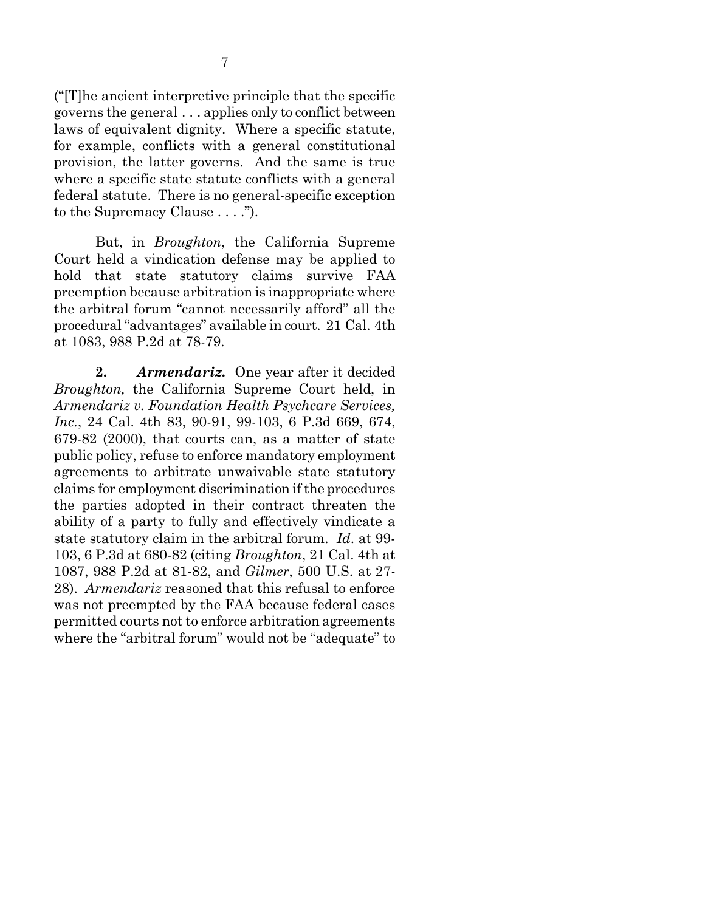("[T]he ancient interpretive principle that the specific governs the general . . . applies only to conflict between laws of equivalent dignity. Where a specific statute, for example, conflicts with a general constitutional provision, the latter governs. And the same is true where a specific state statute conflicts with a general federal statute. There is no general-specific exception to the Supremacy Clause . . . .").

But, in *Broughton*, the California Supreme Court held a vindication defense may be applied to hold that state statutory claims survive FAA preemption because arbitration is inappropriate where the arbitral forum "cannot necessarily afford" all the procedural "advantages" available in court. 21 Cal. 4th at 1083, 988 P.2d at 78-79.

**2.** ***Armendariz.*** One year after it decided *Broughton,* the California Supreme Court held, in *Armendariz v. Foundation Health Psychcare Services, Inc.*, 24 Cal. 4th 83, 90-91, 99-103, 6 P.3d 669, 674, 679-82 (2000), that courts can, as a matter of state public policy, refuse to enforce mandatory employment agreements to arbitrate unwaivable state statutory claims for employment discrimination if the procedures the parties adopted in their contract threaten the ability of a party to fully and effectively vindicate a state statutory claim in the arbitral forum. *Id*. at 99-103, 6 P.3d at 680-82 (citing *Broughton*, 21 Cal. 4th at 1087, 988 P.2d at 81-82, and *Gilmer*, 500 U.S. at 27-28). *Armendariz* reasoned that this refusal to enforce was not preempted by the FAA because federal cases permitted courts not to enforce arbitration agreements where the "arbitral forum" would not be "adequate" to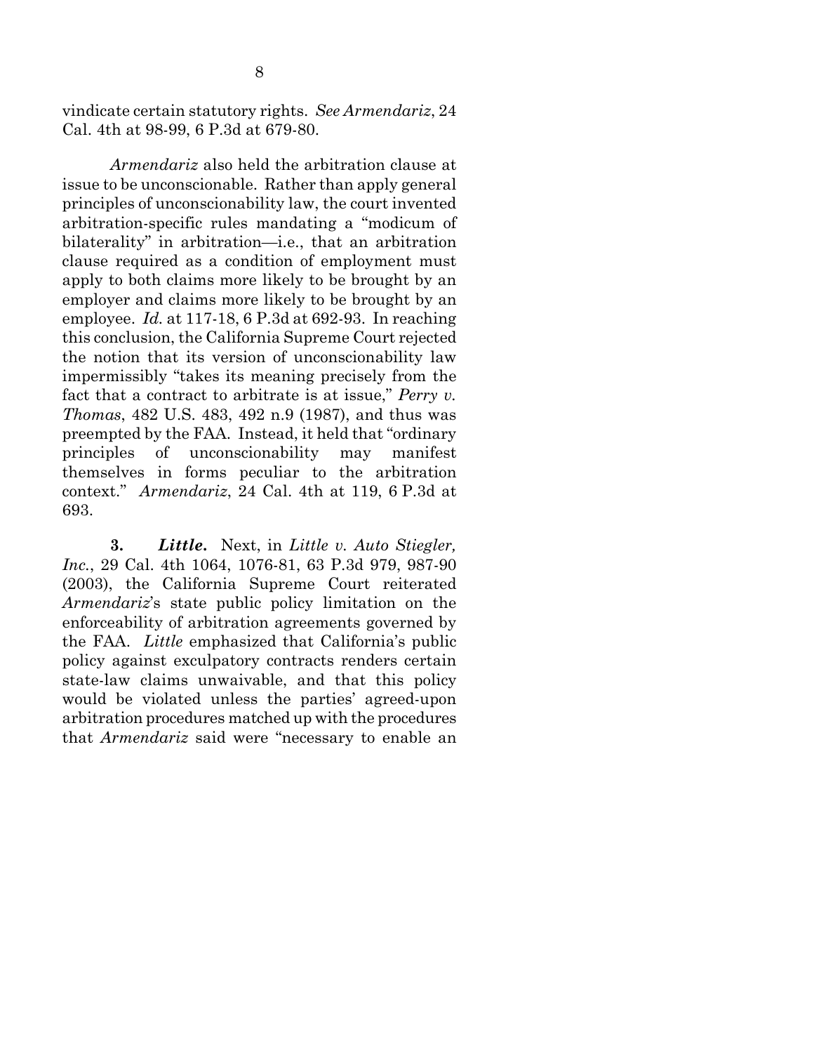vindicate certain statutory rights. *See Armendariz*, 24 Cal. 4th at 98-99, 6 P.3d at 679-80.

*Armendariz* also held the arbitration clause at issue to be unconscionable. Rather than apply general principles of unconscionability law, the court invented arbitration-specific rules mandating a "modicum of bilaterality" in arbitration—i.e., that an arbitration clause required as a condition of employment must apply to both claims more likely to be brought by an employer and claims more likely to be brought by an employee. *Id.* at 117-18, 6 P.3d at 692-93. In reaching this conclusion, the California Supreme Court rejected the notion that its version of unconscionability law impermissibly "takes its meaning precisely from the fact that a contract to arbitrate is at issue," *Perry v. Thomas*, 482 U.S. 483, 492 n.9 (1987), and thus was preempted by the FAA. Instead, it held that "ordinary principles of unconscionability may manifest themselves in forms peculiar to the arbitration context." *Armendariz*, 24 Cal. 4th at 119, 6 P.3d at 693.

**3.** ***Little.*** Next, in *Little v. Auto Stiegler, Inc.*, 29 Cal. 4th 1064, 1076-81, 63 P.3d 979, 987-90 (2003), the California Supreme Court reiterated *Armendariz*'s state public policy limitation on the enforceability of arbitration agreements governed by the FAA. *Little* emphasized that California's public policy against exculpatory contracts renders certain state-law claims unwaivable, and that this policy would be violated unless the parties' agreed-upon arbitration procedures matched up with the procedures that *Armendariz* said were "necessary to enable an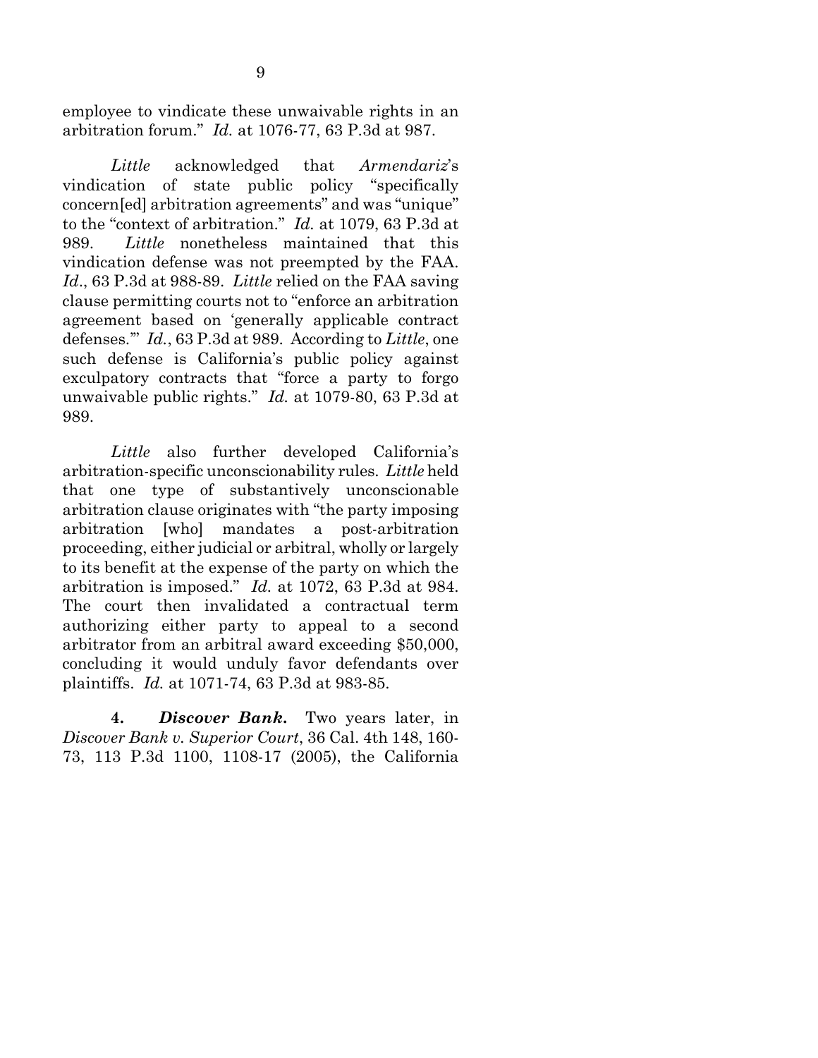employee to vindicate these unwaivable rights in an arbitration forum." *Id.* at 1076-77, 63 P.3d at 987.

*Little* acknowledged that *Armendariz*'s vindication of state public policy "specifically concern[ed] arbitration agreements" and was "unique" to the "context of arbitration." *Id.* at 1079, 63 P.3d at 989. *Little* nonetheless maintained that this vindication defense was not preempted by the FAA. *Id*., 63 P.3d at 988-89. *Little* relied on the FAA saving clause permitting courts not to "enforce an arbitration agreement based on 'generally applicable contract defenses.'" *Id.*, 63 P.3d at 989. According to *Little*, one such defense is California's public policy against exculpatory contracts that "force a party to forgo unwaivable public rights." *Id.* at 1079-80, 63 P.3d at 989.

*Little* also further developed California's arbitration-specific unconscionability rules. *Little* held that one type of substantively unconscionable arbitration clause originates with "the party imposing arbitration [who] mandates a post-arbitration proceeding, either judicial or arbitral, wholly or largely to its benefit at the expense of the party on which the arbitration is imposed." *Id.* at 1072, 63 P.3d at 984. The court then invalidated a contractual term authorizing either party to appeal to a second arbitrator from an arbitral award exceeding $50,000, concluding it would unduly favor defendants over plaintiffs. *Id.* at 1071-74, 63 P.3d at 983-85.

**4. *Discover Bank.*** Two years later, in *Discover Bank v. Superior Court*, 36 Cal. 4th 148, 160-73, 113 P.3d 1100, 1108-17 (2005), the California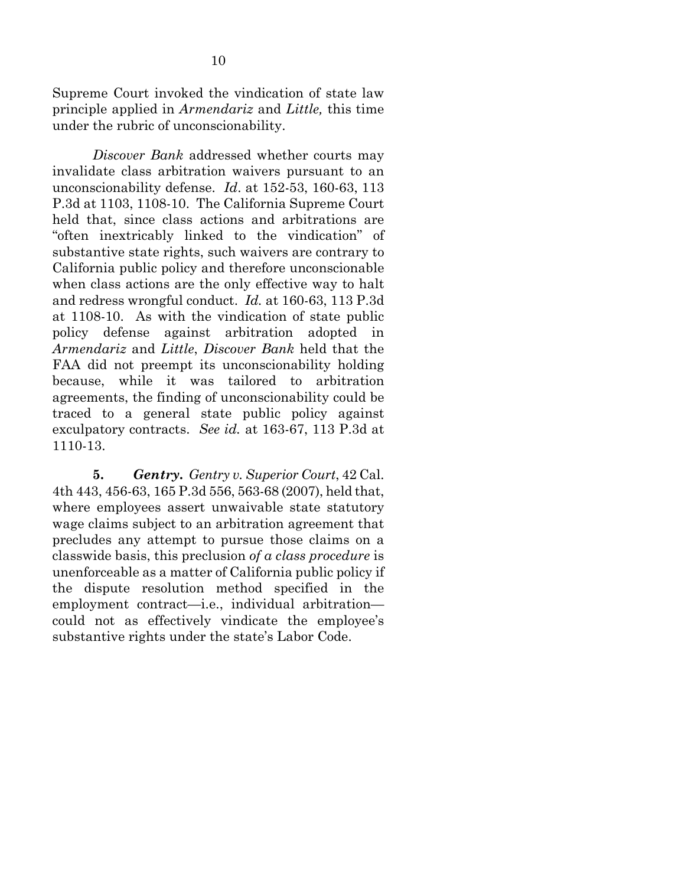Supreme Court invoked the vindication of state law principle applied in *Armendariz* and *Little,* this time under the rubric of unconscionability.

*Discover Bank* addressed whether courts may invalidate class arbitration waivers pursuant to an unconscionability defense. *Id*. at 152-53, 160-63, 113 P.3d at 1103, 1108-10. The California Supreme Court held that, since class actions and arbitrations are "often inextricably linked to the vindication" of substantive state rights, such waivers are contrary to California public policy and therefore unconscionable when class actions are the only effective way to halt and redress wrongful conduct. *Id.* at 160-63, 113 P.3d at 1108-10. As with the vindication of state public policy defense against arbitration adopted in *Armendariz* and *Little*, *Discover Bank* held that the FAA did not preempt its unconscionability holding because, while it was tailored to arbitration agreements, the finding of unconscionability could be traced to a general state public policy against exculpatory contracts. *See id.* at 163-67, 113 P.3d at 1110-13.

**5.** ***Gentry.*** *Gentry v. Superior Court*, 42 Cal. 4th 443, 456-63, 165 P.3d 556, 563-68 (2007), held that, where employees assert unwaivable state statutory wage claims subject to an arbitration agreement that precludes any attempt to pursue those claims on a classwide basis, this preclusion *of a class procedure* is unenforceable as a matter of California public policy if the dispute resolution method specified in the employment contract—i.e., individual arbitration—could not as effectively vindicate the employee's substantive rights under the state's Labor Code.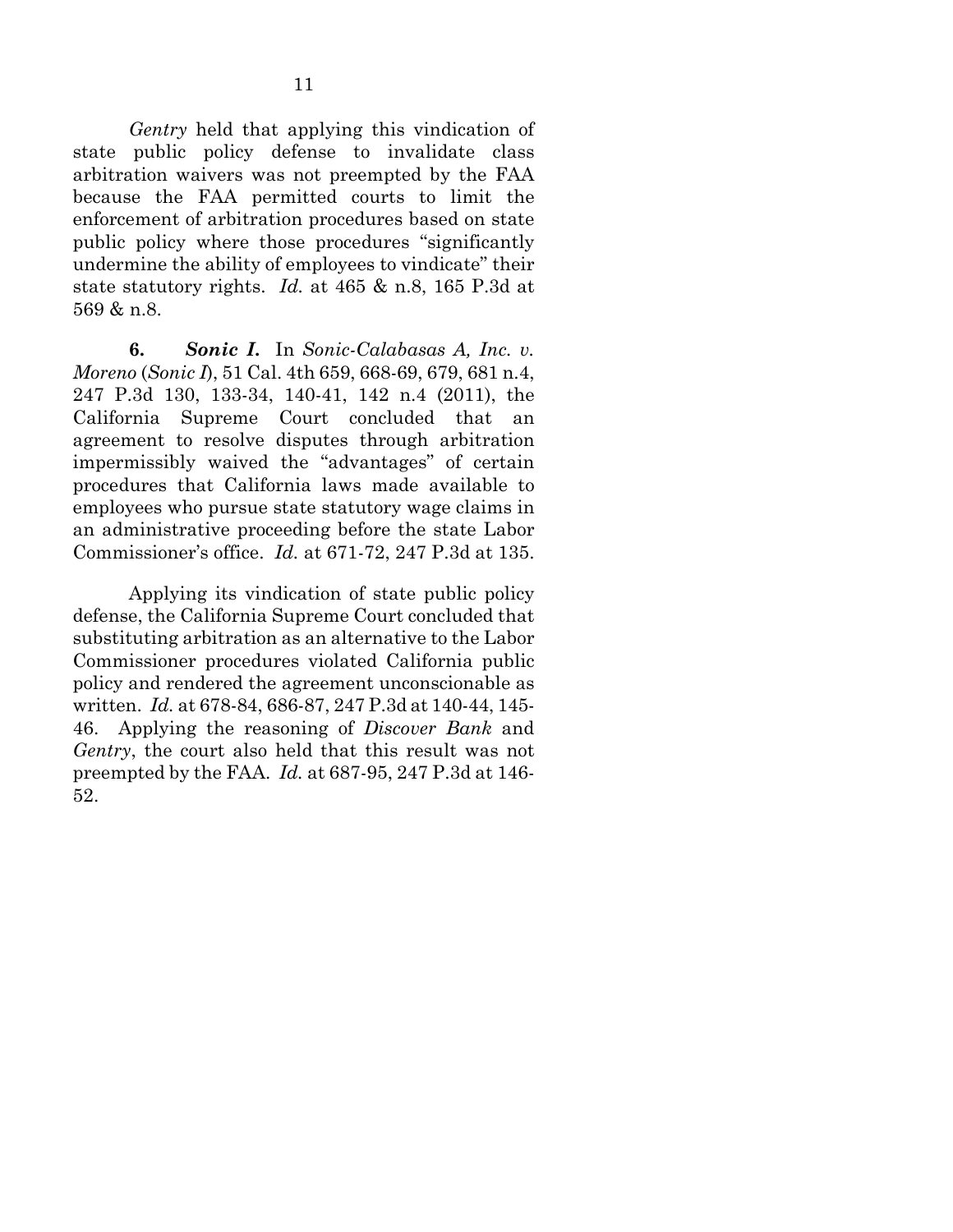*Gentry* held that applying this vindication of state public policy defense to invalidate class arbitration waivers was not preempted by the FAA because the FAA permitted courts to limit the enforcement of arbitration procedures based on state public policy where those procedures "significantly undermine the ability of employees to vindicate" their state statutory rights. *Id.* at 465 & n.8, 165 P.3d at 569 & n.8.

**6.** ***Sonic I.*** In *Sonic-Calabasas A, Inc. v. Moreno* (*Sonic I*), 51 Cal. 4th 659, 668-69, 679, 681 n.4, 247 P.3d 130, 133-34, 140-41, 142 n.4 (2011), the California Supreme Court concluded that an agreement to resolve disputes through arbitration impermissibly waived the "advantages" of certain procedures that California laws made available to employees who pursue state statutory wage claims in an administrative proceeding before the state Labor Commissioner's office. *Id.* at 671-72, 247 P.3d at 135.

Applying its vindication of state public policy defense, the California Supreme Court concluded that substituting arbitration as an alternative to the Labor Commissioner procedures violated California public policy and rendered the agreement unconscionable as written. *Id.* at 678-84, 686-87, 247 P.3d at 140-44, 145-46. Applying the reasoning of *Discover Bank* and *Gentry*, the court also held that this result was not preempted by the FAA. *Id.* at 687-95, 247 P.3d at 146-52.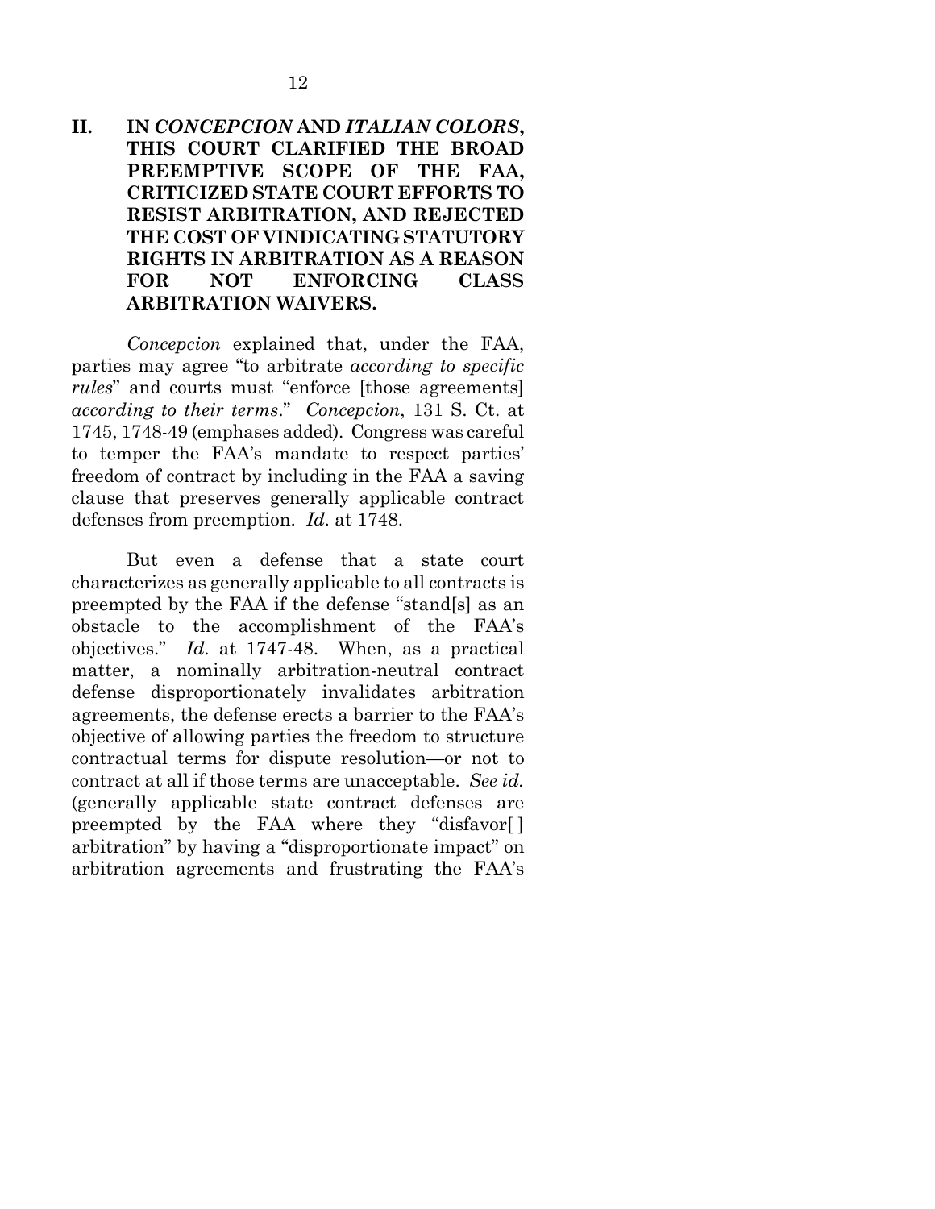## II. IN *CONCEPCION* AND *ITALIAN COLORS*, THIS COURT CLARIFIED THE BROAD PREEMPTIVE SCOPE OF THE FAA, CRITICIZED STATE COURT EFFORTS TO RESIST ARBITRATION, AND REJECTED THE COST OF VINDICATING STATUTORY RIGHTS IN ARBITRATION AS A REASON FOR NOT ENFORCING CLASS ARBITRATION WAIVERS.

*Concepcion* explained that, under the FAA, parties may agree "to arbitrate *according to specific rules*" and courts must "enforce [those agreements] *according to their terms*." *Concepcion*, 131 S. Ct. at 1745, 1748-49 (emphases added). Congress was careful to temper the FAA's mandate to respect parties' freedom of contract by including in the FAA a saving clause that preserves generally applicable contract defenses from preemption. *Id.* at 1748.

But even a defense that a state court characterizes as generally applicable to all contracts is preempted by the FAA if the defense "stand[s] as an obstacle to the accomplishment of the FAA's objectives." *Id.* at 1747-48. When, as a practical matter, a nominally arbitration-neutral contract defense disproportionately invalidates arbitration agreements, the defense erects a barrier to the FAA's objective of allowing parties the freedom to structure contractual terms for dispute resolution—or not to contract at all if those terms are unacceptable. *See id.* (generally applicable state contract defenses are preempted by the FAA where they "disfavor[ ] arbitration" by having a "disproportionate impact" on arbitration agreements and frustrating the FAA's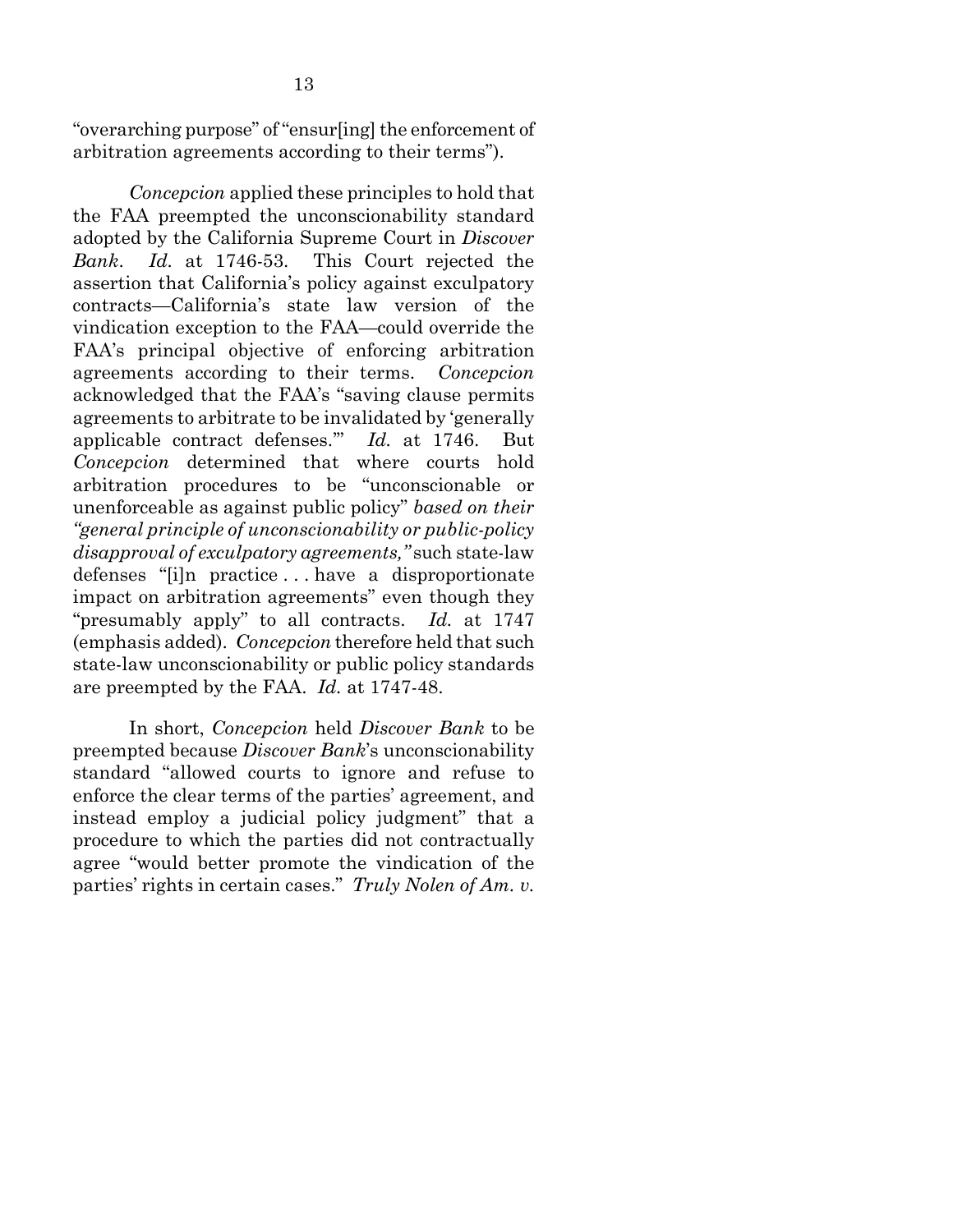"overarching purpose" of "ensur[ing] the enforcement of arbitration agreements according to their terms").

*Concepcion* applied these principles to hold that the FAA preempted the unconscionability standard adopted by the California Supreme Court in *Discover Bank*. *Id.* at 1746-53. This Court rejected the assertion that California's policy against exculpatory contracts—California's state law version of the vindication exception to the FAA—could override the FAA's principal objective of enforcing arbitration agreements according to their terms. *Concepcion* acknowledged that the FAA's "saving clause permits agreements to arbitrate to be invalidated by 'generally applicable contract defenses.'" *Id.* at 1746. But *Concepcion* determined that where courts hold arbitration procedures to be "unconscionable or unenforceable as against public policy" *based on their "general principle of unconscionability or public-policy disapproval of exculpatory agreements,"* such state-law defenses "[i]n practice . . . have a disproportionate impact on arbitration agreements" even though they "presumably apply" to all contracts. *Id.* at 1747 (emphasis added). *Concepcion* therefore held that such state-law unconscionability or public policy standards are preempted by the FAA. *Id.* at 1747-48.

In short, *Concepcion* held *Discover Bank* to be preempted because *Discover Bank*'s unconscionability standard "allowed courts to ignore and refuse to enforce the clear terms of the parties' agreement, and instead employ a judicial policy judgment" that a procedure to which the parties did not contractually agree "would better promote the vindication of the parties' rights in certain cases." *Truly Nolen of Am. v.*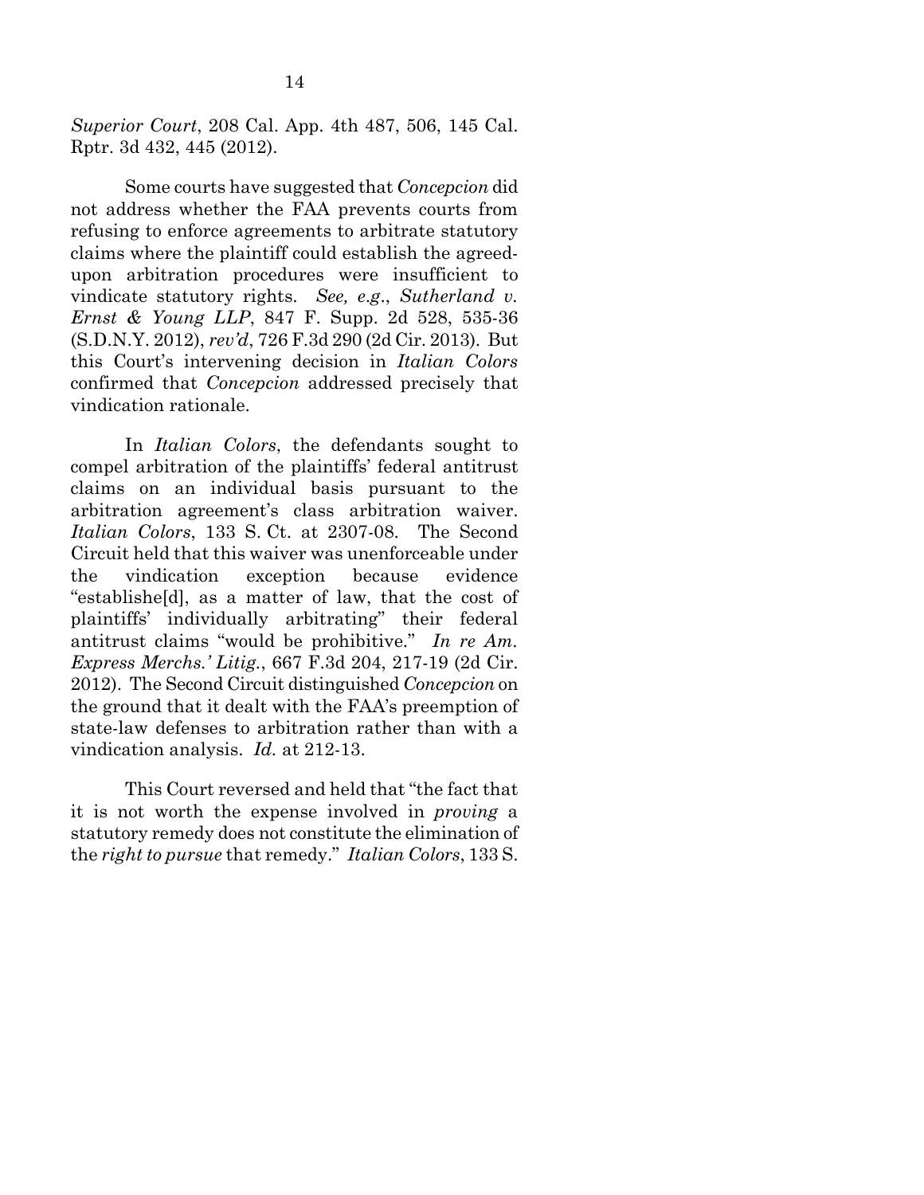*Superior Court*, 208 Cal. App. 4th 487, 506, 145 Cal. Rptr. 3d 432, 445 (2012).

Some courts have suggested that *Concepcion* did not address whether the FAA prevents courts from refusing to enforce agreements to arbitrate statutory claims where the plaintiff could establish the agreed-upon arbitration procedures were insufficient to vindicate statutory rights. *See, e.g.*, *Sutherland v. Ernst & Young LLP*, 847 F. Supp. 2d 528, 535-36 (S.D.N.Y. 2012), *rev'd*, 726 F.3d 290 (2d Cir. 2013). But this Court's intervening decision in *Italian Colors* confirmed that *Concepcion* addressed precisely that vindication rationale.

In *Italian Colors*, the defendants sought to compel arbitration of the plaintiffs' federal antitrust claims on an individual basis pursuant to the arbitration agreement's class arbitration waiver. *Italian Colors*, 133 S. Ct. at 2307-08. The Second Circuit held that this waiver was unenforceable under the vindication exception because evidence "establishe[d], as a matter of law, that the cost of plaintiffs' individually arbitrating" their federal antitrust claims "would be prohibitive." *In re Am. Express Merchs.' Litig.*, 667 F.3d 204, 217-19 (2d Cir. 2012). The Second Circuit distinguished *Concepcion* on the ground that it dealt with the FAA's preemption of state-law defenses to arbitration rather than with a vindication analysis. *Id.* at 212-13.

This Court reversed and held that "the fact that it is not worth the expense involved in *proving* a statutory remedy does not constitute the elimination of the *right to pursue* that remedy." *Italian Colors*, 133 S.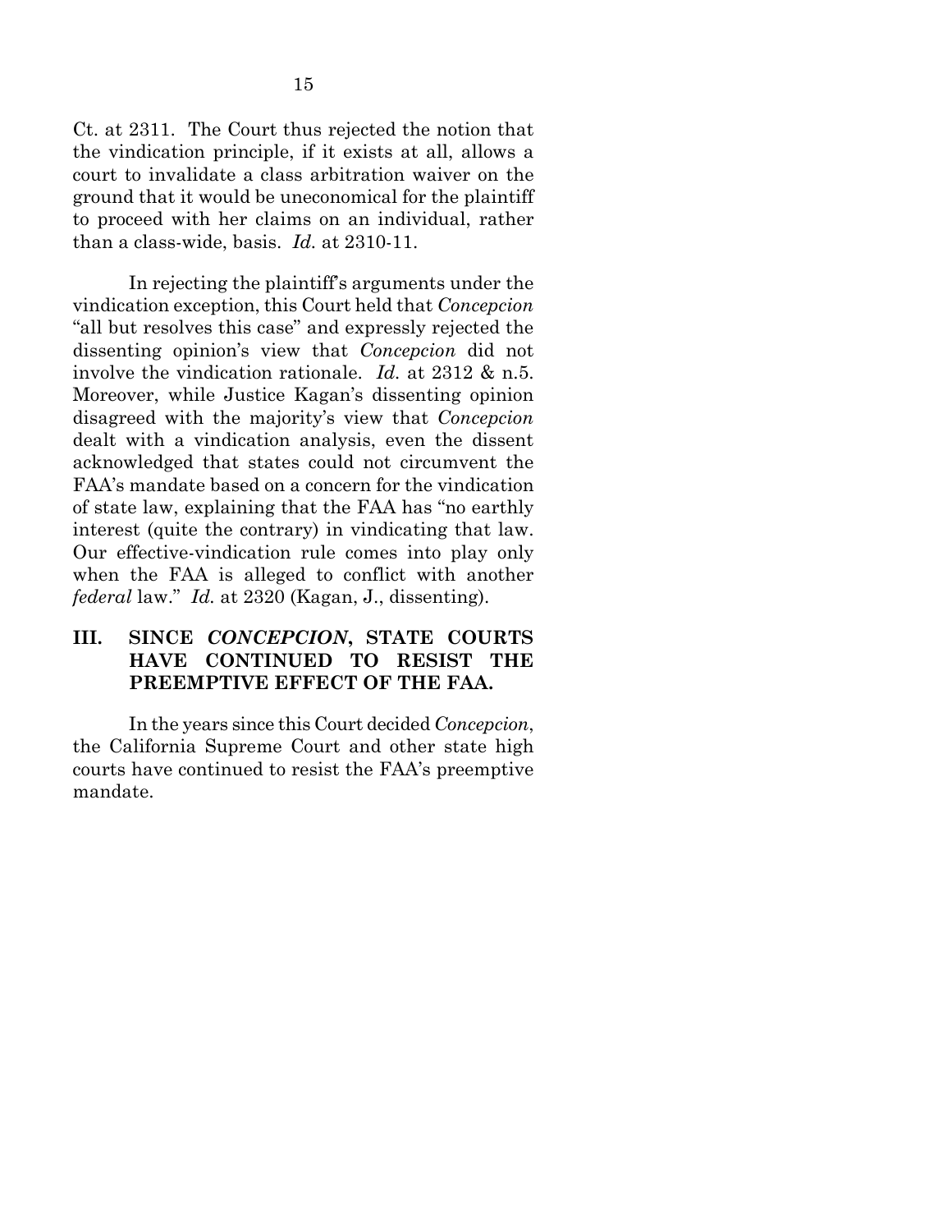Ct. at 2311. The Court thus rejected the notion that the vindication principle, if it exists at all, allows a court to invalidate a class arbitration waiver on the ground that it would be uneconomical for the plaintiff to proceed with her claims on an individual, rather than a class-wide, basis. *Id.* at 2310-11.

In rejecting the plaintiff's arguments under the vindication exception, this Court held that *Concepcion* "all but resolves this case" and expressly rejected the dissenting opinion's view that *Concepcion* did not involve the vindication rationale. *Id.* at 2312 & n.5. Moreover, while Justice Kagan's dissenting opinion disagreed with the majority's view that *Concepcion* dealt with a vindication analysis, even the dissent acknowledged that states could not circumvent the FAA's mandate based on a concern for the vindication of state law, explaining that the FAA has "no earthly interest (quite the contrary) in vindicating that law. Our effective-vindication rule comes into play only when the FAA is alleged to conflict with another *federal* law." *Id.* at 2320 (Kagan, J., dissenting).

## III. SINCE *CONCEPCION*, STATE COURTS HAVE CONTINUED TO RESIST THE PREEMPTIVE EFFECT OF THE FAA.

In the years since this Court decided *Concepcion*, the California Supreme Court and other state high courts have continued to resist the FAA's preemptive mandate.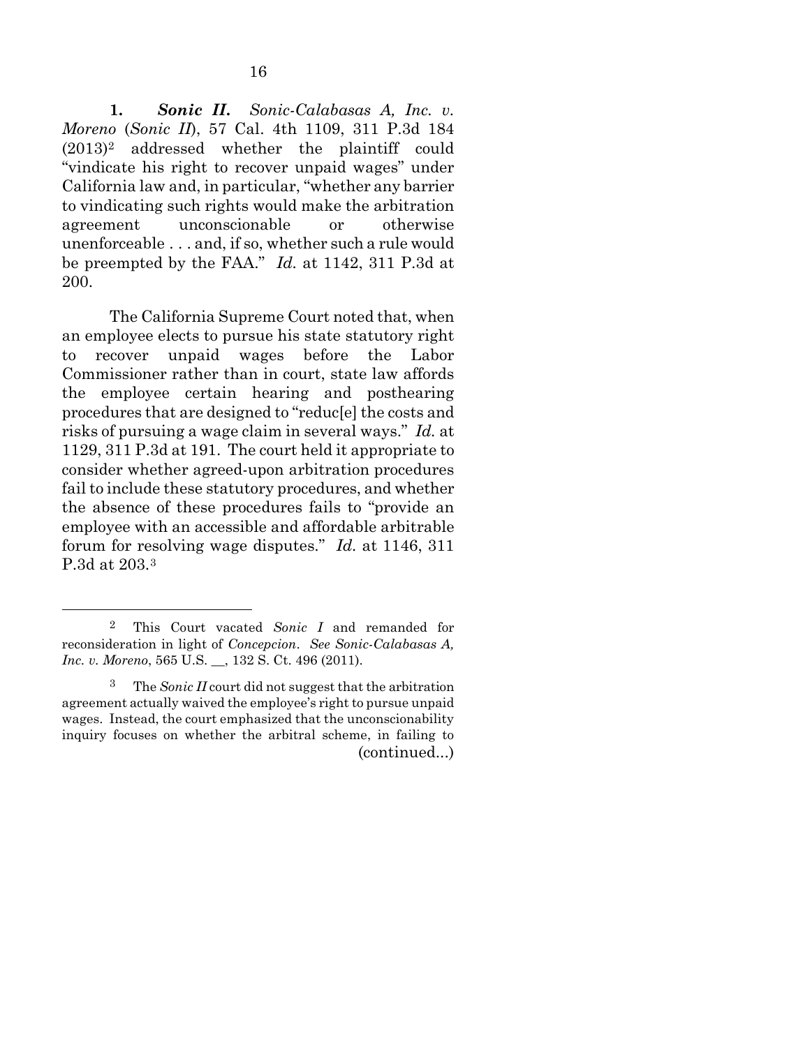**1. *Sonic II.*** *Sonic-Calabasas A, Inc. v. Moreno* (*Sonic II*), 57 Cal. 4th 1109, 311 P.3d 184 (2013)[2] addressed whether the plaintiff could "vindicate his right to recover unpaid wages" under California law and, in particular, "whether any barrier to vindicating such rights would make the arbitration agreement unconscionable or otherwise unenforceable . . . and, if so, whether such a rule would be preempted by the FAA." *Id.* at 1142, 311 P.3d at 200.

The California Supreme Court noted that, when an employee elects to pursue his state statutory right to recover unpaid wages before the Labor Commissioner rather than in court, state law affords the employee certain hearing and posthearing procedures that are designed to "reduc[e] the costs and risks of pursuing a wage claim in several ways." *Id.* at 1129, 311 P.3d at 191. The court held it appropriate to consider whether agreed-upon arbitration procedures fail to include these statutory procedures, and whether the absence of these procedures fails to "provide an employee with an accessible and affordable arbitrable forum for resolving wage disputes." *Id.* at 1146, 311 P.3d at 203.[3]

---

[2] This Court vacated *Sonic I* and remanded for reconsideration in light of *Concepcion*. *See Sonic-Calabasas A, Inc. v. Moreno*, 565 U.S. __, 132 S. Ct. 496 (2011).

[3] The *Sonic II* court did not suggest that the arbitration agreement actually waived the employee's right to pursue unpaid wages. Instead, the court emphasized that the unconscionability inquiry focuses on whether the arbitral scheme, in failing to (continued...)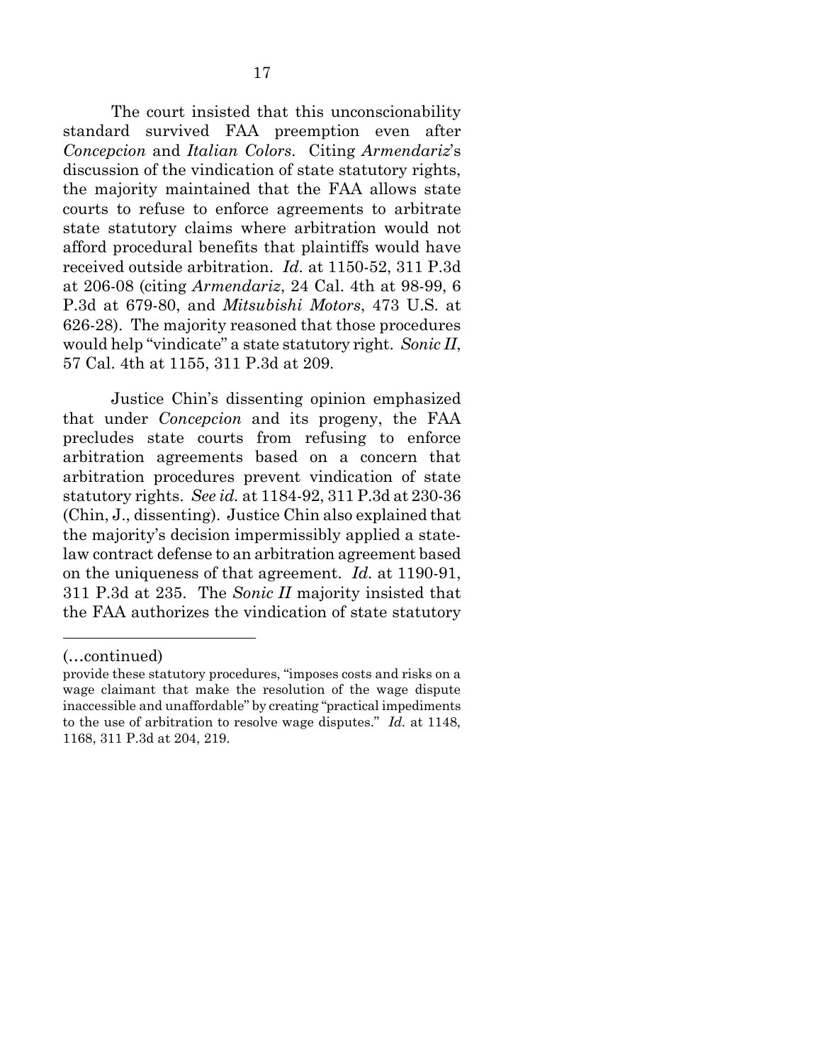The court insisted that this unconscionability standard survived FAA preemption even after *Concepcion* and *Italian Colors*. Citing *Armendariz*'s discussion of the vindication of state statutory rights, the majority maintained that the FAA allows state courts to refuse to enforce agreements to arbitrate state statutory claims where arbitration would not afford procedural benefits that plaintiffs would have received outside arbitration. *Id.* at 1150-52, 311 P.3d at 206-08 (citing *Armendariz*, 24 Cal. 4th at 98-99, 6 P.3d at 679-80, and *Mitsubishi Motors*, 473 U.S. at 626-28). The majority reasoned that those procedures would help "vindicate" a state statutory right. *Sonic II*, 57 Cal. 4th at 1155, 311 P.3d at 209.

Justice Chin's dissenting opinion emphasized that under *Concepcion* and its progeny, the FAA precludes state courts from refusing to enforce arbitration agreements based on a concern that arbitration procedures prevent vindication of state statutory rights. *See id.* at 1184-92, 311 P.3d at 230-36 (Chin, J., dissenting). Justice Chin also explained that the majority's decision impermissibly applied a state-law contract defense to an arbitration agreement based on the uniqueness of that agreement. *Id.* at 1190-91, 311 P.3d at 235. The *Sonic II* majority insisted that the FAA authorizes the vindication of state statutory

---

(…continued)

provide these statutory procedures, "imposes costs and risks on a wage claimant that make the resolution of the wage dispute inaccessible and unaffordable" by creating "practical impediments to the use of arbitration to resolve wage disputes." *Id.* at 1148, 1168, 311 P.3d at 204, 219.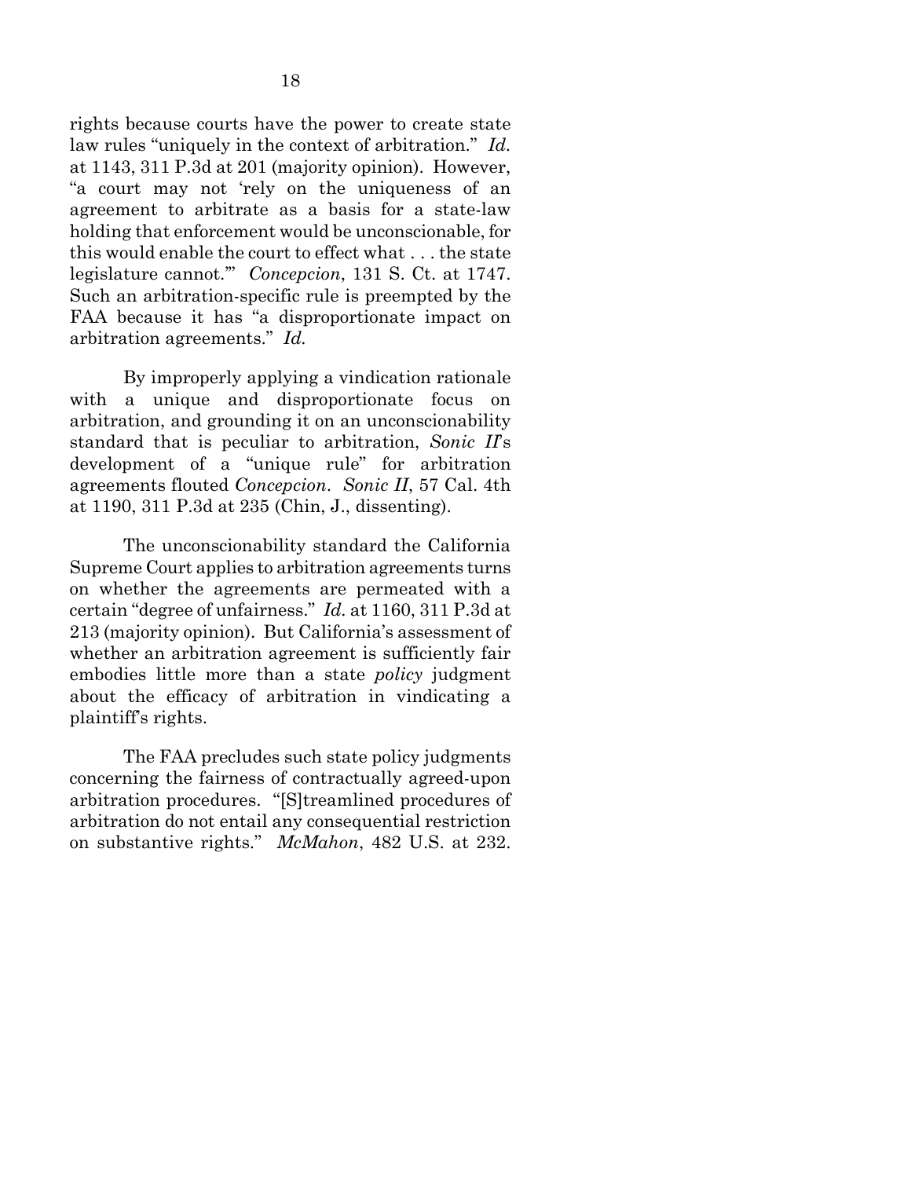rights because courts have the power to create state law rules "uniquely in the context of arbitration." *Id.* at 1143, 311 P.3d at 201 (majority opinion). However, "a court may not 'rely on the uniqueness of an agreement to arbitrate as a basis for a state-law holding that enforcement would be unconscionable, for this would enable the court to effect what . . . the state legislature cannot.'" *Concepcion*, 131 S. Ct. at 1747. Such an arbitration-specific rule is preempted by the FAA because it has "a disproportionate impact on arbitration agreements." *Id.*

By improperly applying a vindication rationale with a unique and disproportionate focus on arbitration, and grounding it on an unconscionability standard that is peculiar to arbitration, *Sonic II*'s development of a "unique rule" for arbitration agreements flouted *Concepcion*. *Sonic II*, 57 Cal. 4th at 1190, 311 P.3d at 235 (Chin, J., dissenting).

The unconscionability standard the California Supreme Court applies to arbitration agreements turns on whether the agreements are permeated with a certain "degree of unfairness." *Id.* at 1160, 311 P.3d at 213 (majority opinion). But California's assessment of whether an arbitration agreement is sufficiently fair embodies little more than a state *policy* judgment about the efficacy of arbitration in vindicating a plaintiff's rights.

The FAA precludes such state policy judgments concerning the fairness of contractually agreed-upon arbitration procedures. "[S]treamlined procedures of arbitration do not entail any consequential restriction on substantive rights." *McMahon*, 482 U.S. at 232.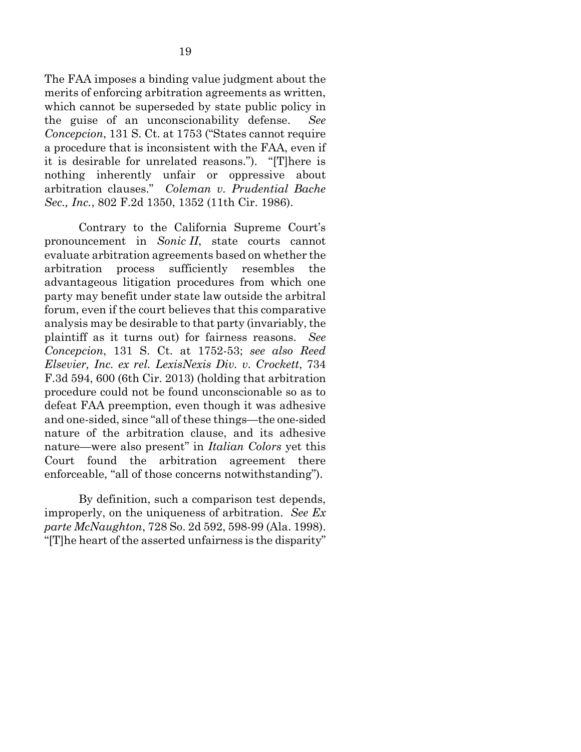The FAA imposes a binding value judgment about the merits of enforcing arbitration agreements as written, which cannot be superseded by state public policy in the guise of an unconscionability defense. *See Concepcion*, 131 S. Ct. at 1753 ("States cannot require a procedure that is inconsistent with the FAA, even if it is desirable for unrelated reasons."). "[T]here is nothing inherently unfair or oppressive about arbitration clauses." *Coleman v. Prudential Bache Sec., Inc.*, 802 F.2d 1350, 1352 (11th Cir. 1986).

Contrary to the California Supreme Court's pronouncement in *Sonic II*, state courts cannot evaluate arbitration agreements based on whether the arbitration process sufficiently resembles the advantageous litigation procedures from which one party may benefit under state law outside the arbitral forum, even if the court believes that this comparative analysis may be desirable to that party (invariably, the plaintiff as it turns out) for fairness reasons. *See Concepcion*, 131 S. Ct. at 1752-53; *see also Reed Elsevier, Inc. ex rel. LexisNexis Div. v. Crockett*, 734 F.3d 594, 600 (6th Cir. 2013) (holding that arbitration procedure could not be found unconscionable so as to defeat FAA preemption, even though it was adhesive and one-sided, since "all of these things—the one-sided nature of the arbitration clause, and its adhesive nature—were also present" in *Italian Colors* yet this Court found the arbitration agreement there enforceable, "all of those concerns notwithstanding").

By definition, such a comparison test depends, improperly, on the uniqueness of arbitration. *See Ex parte McNaughton*, 728 So. 2d 592, 598-99 (Ala. 1998). "[T]he heart of the asserted unfairness is the disparity"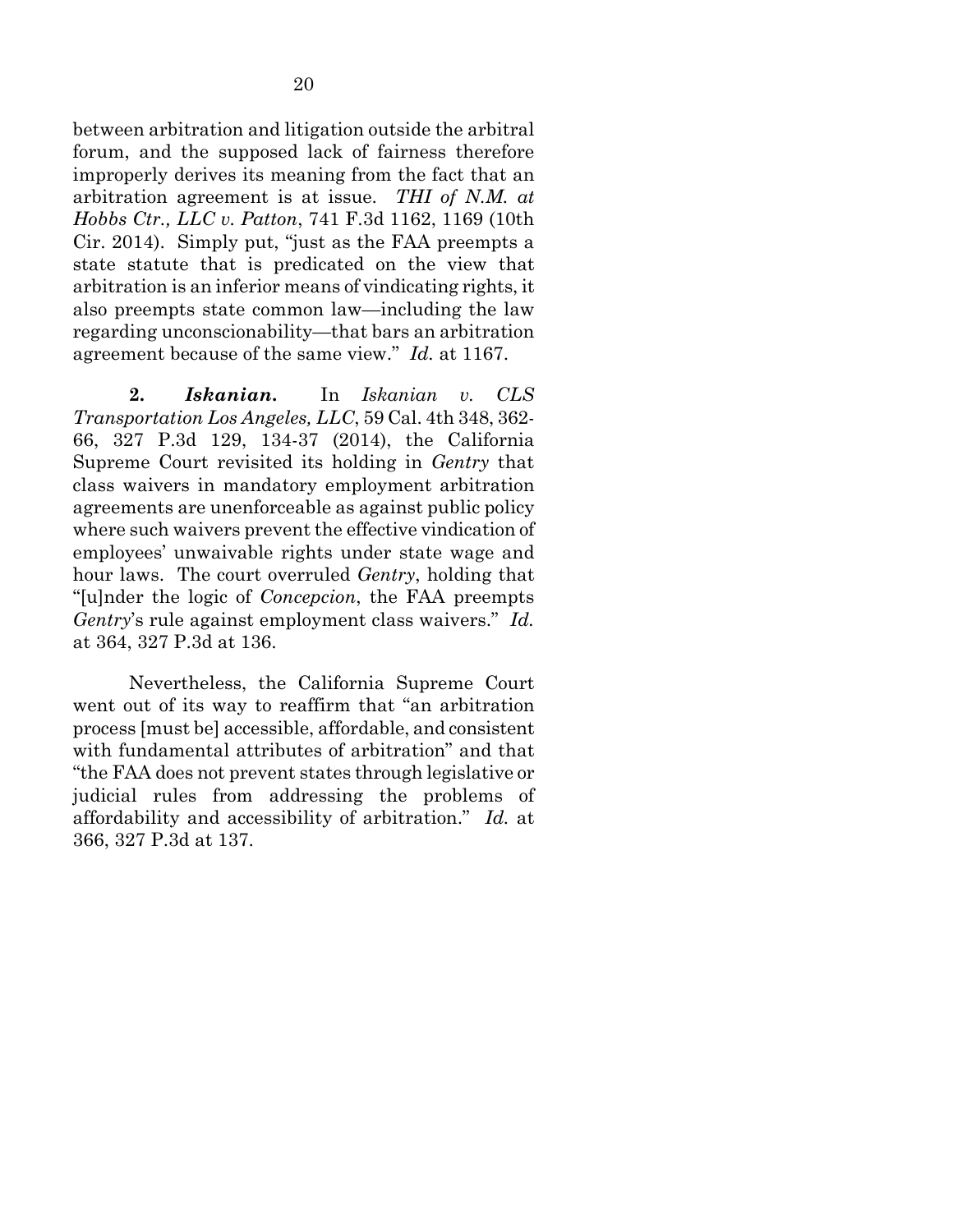between arbitration and litigation outside the arbitral forum, and the supposed lack of fairness therefore improperly derives its meaning from the fact that an arbitration agreement is at issue. *THI of N.M. at Hobbs Ctr., LLC v. Patton*, 741 F.3d 1162, 1169 (10th Cir. 2014). Simply put, "just as the FAA preempts a state statute that is predicated on the view that arbitration is an inferior means of vindicating rights, it also preempts state common law—including the law regarding unconscionability—that bars an arbitration agreement because of the same view." *Id.* at 1167.

**2. *Iskanian.*** In *Iskanian v. CLS Transportation Los Angeles, LLC*, 59 Cal. 4th 348, 362-66, 327 P.3d 129, 134-37 (2014), the California Supreme Court revisited its holding in *Gentry* that class waivers in mandatory employment arbitration agreements are unenforceable as against public policy where such waivers prevent the effective vindication of employees' unwaivable rights under state wage and hour laws. The court overruled *Gentry*, holding that "[u]nder the logic of *Concepcion*, the FAA preempts *Gentry*'s rule against employment class waivers." *Id.* at 364, 327 P.3d at 136.

Nevertheless, the California Supreme Court went out of its way to reaffirm that "an arbitration process [must be] accessible, affordable, and consistent with fundamental attributes of arbitration" and that "the FAA does not prevent states through legislative or judicial rules from addressing the problems of affordability and accessibility of arbitration." *Id.* at 366, 327 P.3d at 137.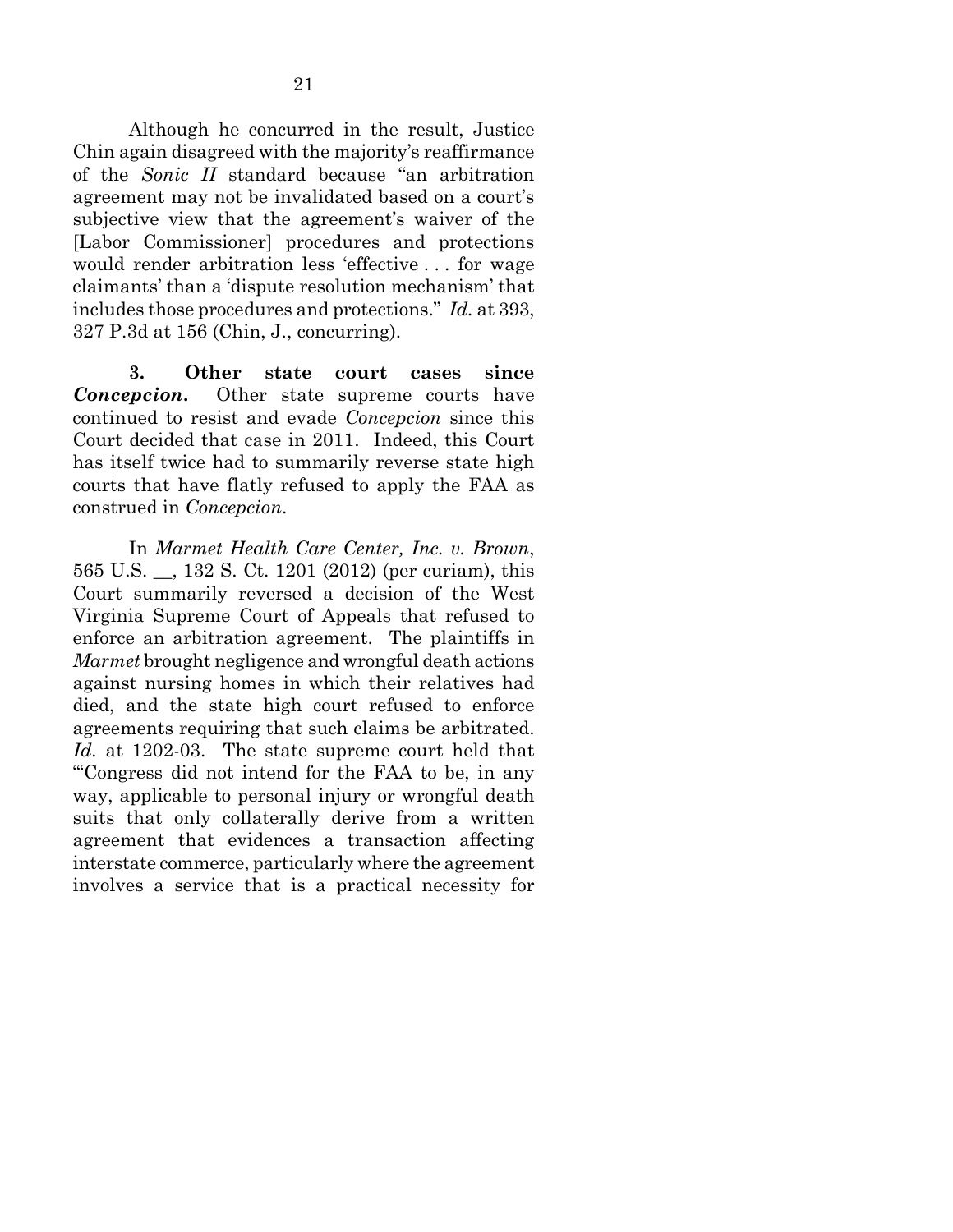Although he concurred in the result, Justice Chin again disagreed with the majority's reaffirmance of the *Sonic II* standard because "an arbitration agreement may not be invalidated based on a court's subjective view that the agreement's waiver of the [Labor Commissioner] procedures and protections would render arbitration less 'effective . . . for wage claimants' than a 'dispute resolution mechanism' that includes those procedures and protections." *Id.* at 393, 327 P.3d at 156 (Chin, J., concurring).

**3. Other state court cases since *Concepcion*.** Other state supreme courts have continued to resist and evade *Concepcion* since this Court decided that case in 2011. Indeed, this Court has itself twice had to summarily reverse state high courts that have flatly refused to apply the FAA as construed in *Concepcion*.

In *Marmet Health Care Center, Inc. v. Brown*, 565 U.S. __, 132 S. Ct. 1201 (2012) (per curiam), this Court summarily reversed a decision of the West Virginia Supreme Court of Appeals that refused to enforce an arbitration agreement. The plaintiffs in *Marmet* brought negligence and wrongful death actions against nursing homes in which their relatives had died, and the state high court refused to enforce agreements requiring that such claims be arbitrated. *Id.* at 1202-03. The state supreme court held that "'Congress did not intend for the FAA to be, in any way, applicable to personal injury or wrongful death suits that only collaterally derive from a written agreement that evidences a transaction affecting interstate commerce, particularly where the agreement involves a service that is a practical necessity for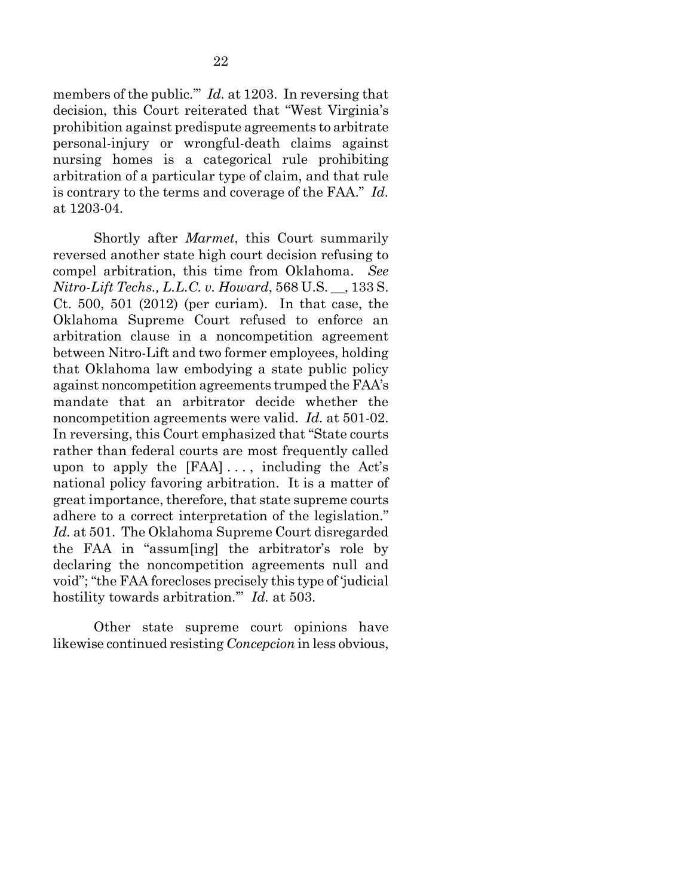members of the public.'" *Id.* at 1203. In reversing that decision, this Court reiterated that "West Virginia's prohibition against predispute agreements to arbitrate personal-injury or wrongful-death claims against nursing homes is a categorical rule prohibiting arbitration of a particular type of claim, and that rule is contrary to the terms and coverage of the FAA." *Id.* at 1203-04.

Shortly after *Marmet*, this Court summarily reversed another state high court decision refusing to compel arbitration, this time from Oklahoma. *See Nitro-Lift Techs., L.L.C. v. Howard*, 568 U.S. __, 133 S. Ct. 500, 501 (2012) (per curiam). In that case, the Oklahoma Supreme Court refused to enforce an arbitration clause in a noncompetition agreement between Nitro-Lift and two former employees, holding that Oklahoma law embodying a state public policy against noncompetition agreements trumped the FAA's mandate that an arbitrator decide whether the noncompetition agreements were valid. *Id.* at 501-02. In reversing, this Court emphasized that "State courts rather than federal courts are most frequently called upon to apply the [FAA] . . . , including the Act's national policy favoring arbitration. It is a matter of great importance, therefore, that state supreme courts adhere to a correct interpretation of the legislation." *Id.* at 501. The Oklahoma Supreme Court disregarded the FAA in "assum[ing] the arbitrator's role by declaring the noncompetition agreements null and void"; "the FAA forecloses precisely this type of 'judicial hostility towards arbitration.'" *Id.* at 503.

Other state supreme court opinions have likewise continued resisting *Concepcion* in less obvious,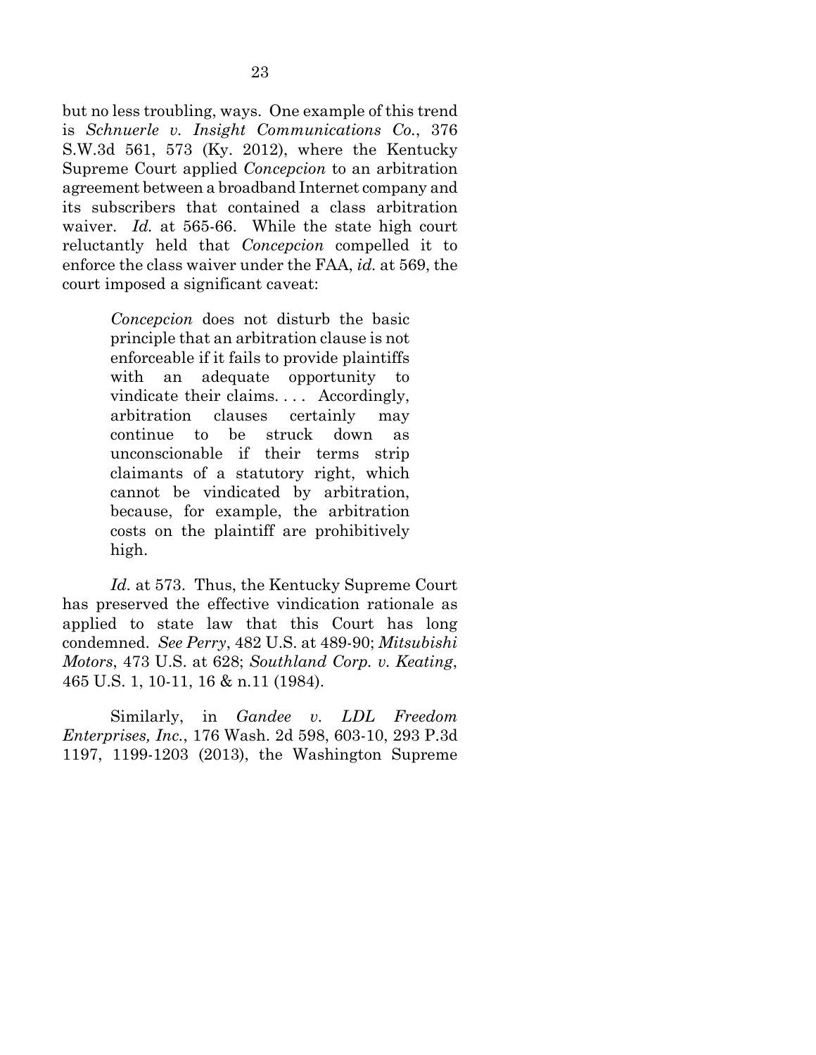but no less troubling, ways. One example of this trend is *Schnuerle v. Insight Communications Co.*, 376 S.W.3d 561, 573 (Ky. 2012), where the Kentucky Supreme Court applied *Concepcion* to an arbitration agreement between a broadband Internet company and its subscribers that contained a class arbitration waiver. *Id.* at 565-66. While the state high court reluctantly held that *Concepcion* compelled it to enforce the class waiver under the FAA, *id.* at 569, the court imposed a significant caveat:

> *Concepcion* does not disturb the basic principle that an arbitration clause is not enforceable if it fails to provide plaintiffs with an adequate opportunity to vindicate their claims. . . . Accordingly, arbitration clauses certainly may continue to be struck down as unconscionable if their terms strip claimants of a statutory right, which cannot be vindicated by arbitration, because, for example, the arbitration costs on the plaintiff are prohibitively high.

*Id.* at 573. Thus, the Kentucky Supreme Court has preserved the effective vindication rationale as applied to state law that this Court has long condemned. *See Perry*, 482 U.S. at 489-90; *Mitsubishi Motors*, 473 U.S. at 628; *Southland Corp. v. Keating*, 465 U.S. 1, 10-11, 16 & n.11 (1984).

Similarly, in *Gandee v. LDL Freedom Enterprises, Inc.*, 176 Wash. 2d 598, 603-10, 293 P.3d 1197, 1199-1203 (2013), the Washington Supreme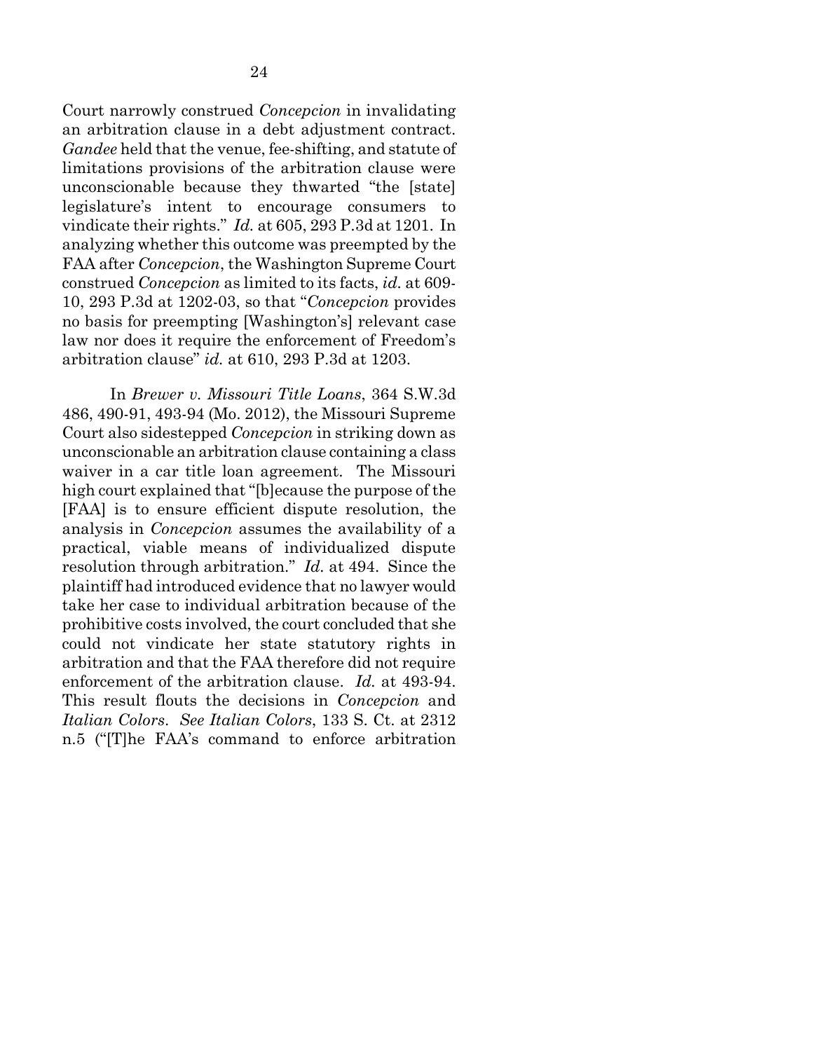Court narrowly construed *Concepcion* in invalidating an arbitration clause in a debt adjustment contract. *Gandee* held that the venue, fee-shifting, and statute of limitations provisions of the arbitration clause were unconscionable because they thwarted "the [state] legislature's intent to encourage consumers to vindicate their rights." *Id.* at 605, 293 P.3d at 1201. In analyzing whether this outcome was preempted by the FAA after *Concepcion*, the Washington Supreme Court construed *Concepcion* as limited to its facts, *id.* at 609-10, 293 P.3d at 1202-03, so that "*Concepcion* provides no basis for preempting [Washington's] relevant case law nor does it require the enforcement of Freedom's arbitration clause" *id.* at 610, 293 P.3d at 1203.

In *Brewer v. Missouri Title Loans*, 364 S.W.3d 486, 490-91, 493-94 (Mo. 2012), the Missouri Supreme Court also sidestepped *Concepcion* in striking down as unconscionable an arbitration clause containing a class waiver in a car title loan agreement. The Missouri high court explained that "[b]ecause the purpose of the [FAA] is to ensure efficient dispute resolution, the analysis in *Concepcion* assumes the availability of a practical, viable means of individualized dispute resolution through arbitration." *Id.* at 494. Since the plaintiff had introduced evidence that no lawyer would take her case to individual arbitration because of the prohibitive costs involved, the court concluded that she could not vindicate her state statutory rights in arbitration and that the FAA therefore did not require enforcement of the arbitration clause. *Id.* at 493-94. This result flouts the decisions in *Concepcion* and *Italian Colors*. *See Italian Colors*, 133 S. Ct. at 2312 n.5 ("[T]he FAA's command to enforce arbitration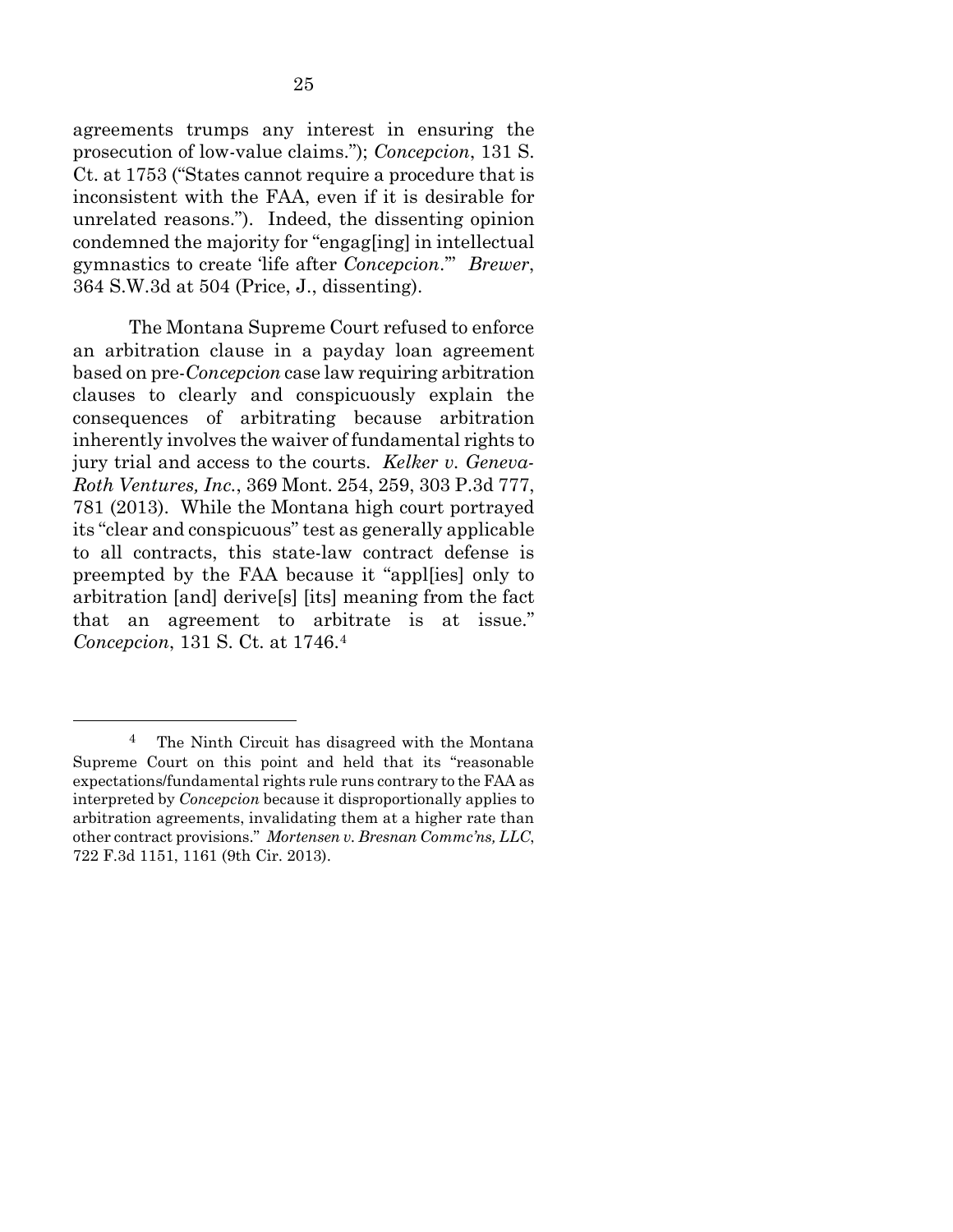agreements trumps any interest in ensuring the prosecution of low-value claims."); *Concepcion*, 131 S. Ct. at 1753 ("States cannot require a procedure that is inconsistent with the FAA, even if it is desirable for unrelated reasons."). Indeed, the dissenting opinion condemned the majority for "engag[ing] in intellectual gymnastics to create 'life after *Concepcion*.'" *Brewer*, 364 S.W.3d at 504 (Price, J., dissenting).

The Montana Supreme Court refused to enforce an arbitration clause in a payday loan agreement based on pre-*Concepcion* case law requiring arbitration clauses to clearly and conspicuously explain the consequences of arbitrating because arbitration inherently involves the waiver of fundamental rights to jury trial and access to the courts. *Kelker v. Geneva-Roth Ventures, Inc.*, 369 Mont. 254, 259, 303 P.3d 777, 781 (2013). While the Montana high court portrayed its "clear and conspicuous" test as generally applicable to all contracts, this state-law contract defense is preempted by the FAA because it "appl[ies] only to arbitration [and] derive[s] [its] meaning from the fact that an agreement to arbitrate is at issue." *Concepcion*, 131 S. Ct. at 1746.[4]

---

[4] The Ninth Circuit has disagreed with the Montana Supreme Court on this point and held that its "reasonable expectations/fundamental rights rule runs contrary to the FAA as interpreted by *Concepcion* because it disproportionally applies to arbitration agreements, invalidating them at a higher rate than other contract provisions." *Mortensen v. Bresnan Commc'ns, LLC*, 722 F.3d 1151, 1161 (9th Cir. 2013).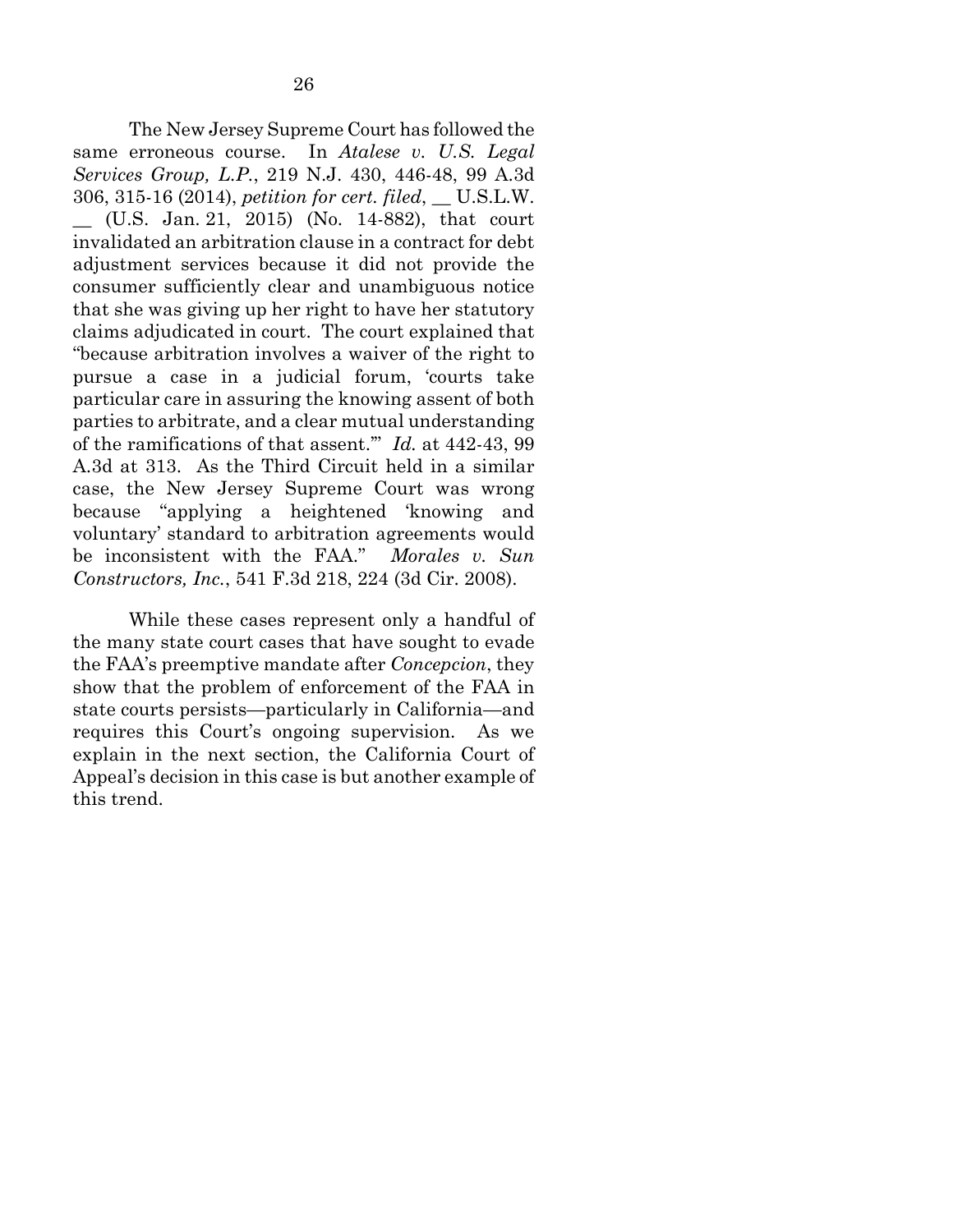The New Jersey Supreme Court has followed the same erroneous course. In *Atalese v. U.S. Legal Services Group, L.P.*, 219 N.J. 430, 446-48, 99 A.3d 306, 315-16 (2014), *petition for cert. filed*, __ U.S.L.W. __ (U.S. Jan. 21, 2015) (No. 14-882), that court invalidated an arbitration clause in a contract for debt adjustment services because it did not provide the consumer sufficiently clear and unambiguous notice that she was giving up her right to have her statutory claims adjudicated in court. The court explained that "because arbitration involves a waiver of the right to pursue a case in a judicial forum, 'courts take particular care in assuring the knowing assent of both parties to arbitrate, and a clear mutual understanding of the ramifications of that assent.'" *Id.* at 442-43, 99 A.3d at 313. As the Third Circuit held in a similar case, the New Jersey Supreme Court was wrong because "applying a heightened 'knowing and voluntary' standard to arbitration agreements would be inconsistent with the FAA." *Morales v. Sun Constructors, Inc.*, 541 F.3d 218, 224 (3d Cir. 2008).

While these cases represent only a handful of the many state court cases that have sought to evade the FAA's preemptive mandate after *Concepcion*, they show that the problem of enforcement of the FAA in state courts persists—particularly in California—and requires this Court's ongoing supervision. As we explain in the next section, the California Court of Appeal's decision in this case is but another example of this trend.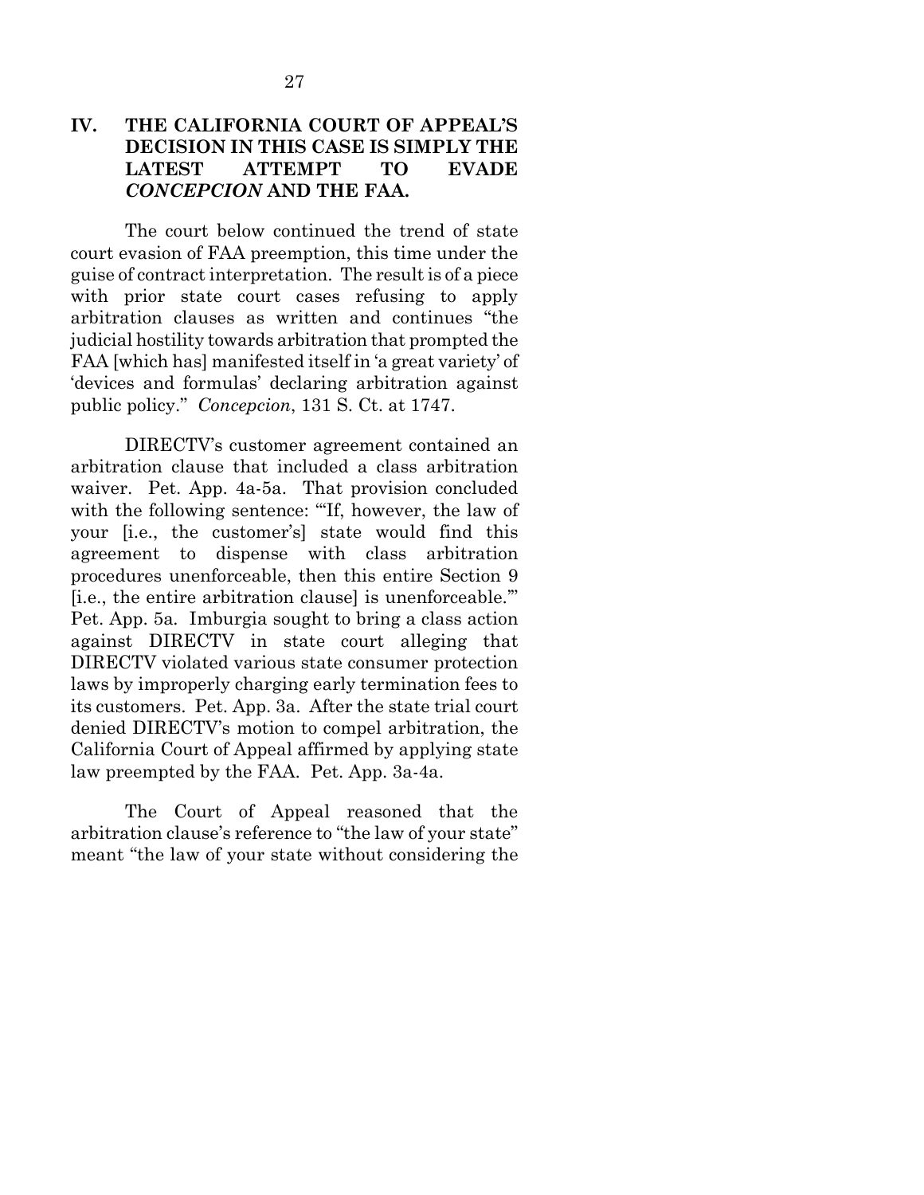## IV. THE CALIFORNIA COURT OF APPEAL'S DECISION IN THIS CASE IS SIMPLY THE LATEST ATTEMPT TO EVADE *CONCEPCION* AND THE FAA.

The court below continued the trend of state court evasion of FAA preemption, this time under the guise of contract interpretation. The result is of a piece with prior state court cases refusing to apply arbitration clauses as written and continues "the judicial hostility towards arbitration that prompted the FAA [which has] manifested itself in 'a great variety' of 'devices and formulas' declaring arbitration against public policy." *Concepcion*, 131 S. Ct. at 1747.

DIRECTV's customer agreement contained an arbitration clause that included a class arbitration waiver. Pet. App. 4a-5a. That provision concluded with the following sentence: "'If, however, the law of your [i.e., the customer's] state would find this agreement to dispense with class arbitration procedures unenforceable, then this entire Section 9 [i.e., the entire arbitration clause] is unenforceable.'" Pet. App. 5a. Imburgia sought to bring a class action against DIRECTV in state court alleging that DIRECTV violated various state consumer protection laws by improperly charging early termination fees to its customers. Pet. App. 3a. After the state trial court denied DIRECTV's motion to compel arbitration, the California Court of Appeal affirmed by applying state law preempted by the FAA. Pet. App. 3a-4a.

The Court of Appeal reasoned that the arbitration clause's reference to "the law of your state" meant "the law of your state without considering the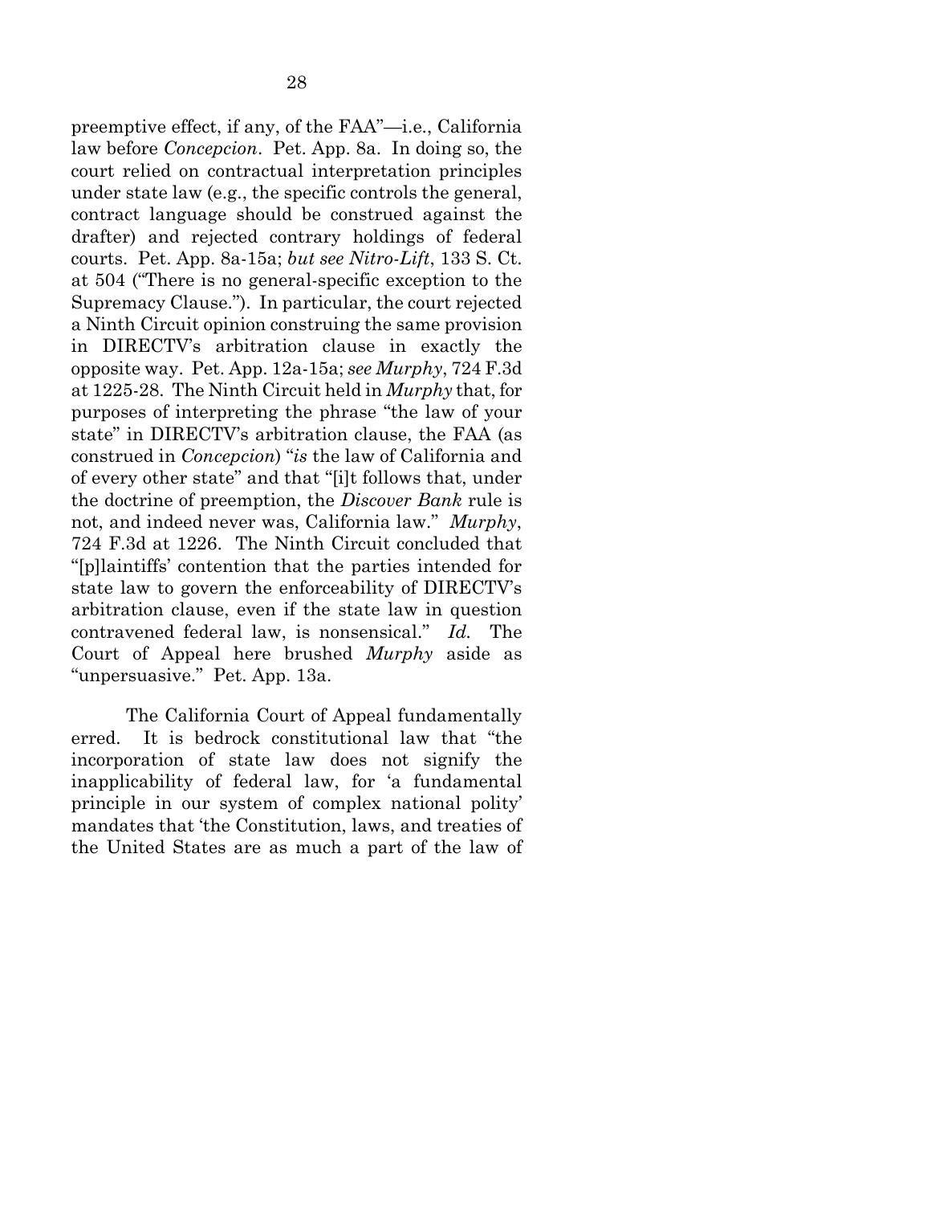preemptive effect, if any, of the FAA"—i.e., California law before *Concepcion*. Pet. App. 8a. In doing so, the court relied on contractual interpretation principles under state law (e.g., the specific controls the general, contract language should be construed against the drafter) and rejected contrary holdings of federal courts. Pet. App. 8a-15a; *but see Nitro-Lift*, 133 S. Ct. at 504 ("There is no general-specific exception to the Supremacy Clause."). In particular, the court rejected a Ninth Circuit opinion construing the same provision in DIRECTV's arbitration clause in exactly the opposite way. Pet. App. 12a-15a; *see Murphy*, 724 F.3d at 1225-28. The Ninth Circuit held in *Murphy* that, for purposes of interpreting the phrase "the law of your state" in DIRECTV's arbitration clause, the FAA (as construed in *Concepcion*) "*is* the law of California and of every other state" and that "[i]t follows that, under the doctrine of preemption, the *Discover Bank* rule is not, and indeed never was, California law." *Murphy*, 724 F.3d at 1226. The Ninth Circuit concluded that "[p]laintiffs' contention that the parties intended for state law to govern the enforceability of DIRECTV's arbitration clause, even if the state law in question contravened federal law, is nonsensical." *Id.* The Court of Appeal here brushed *Murphy* aside as "unpersuasive." Pet. App. 13a.

The California Court of Appeal fundamentally erred. It is bedrock constitutional law that "the incorporation of state law does not signify the inapplicability of federal law, for 'a fundamental principle in our system of complex national polity' mandates that 'the Constitution, laws, and treaties of the United States are as much a part of the law of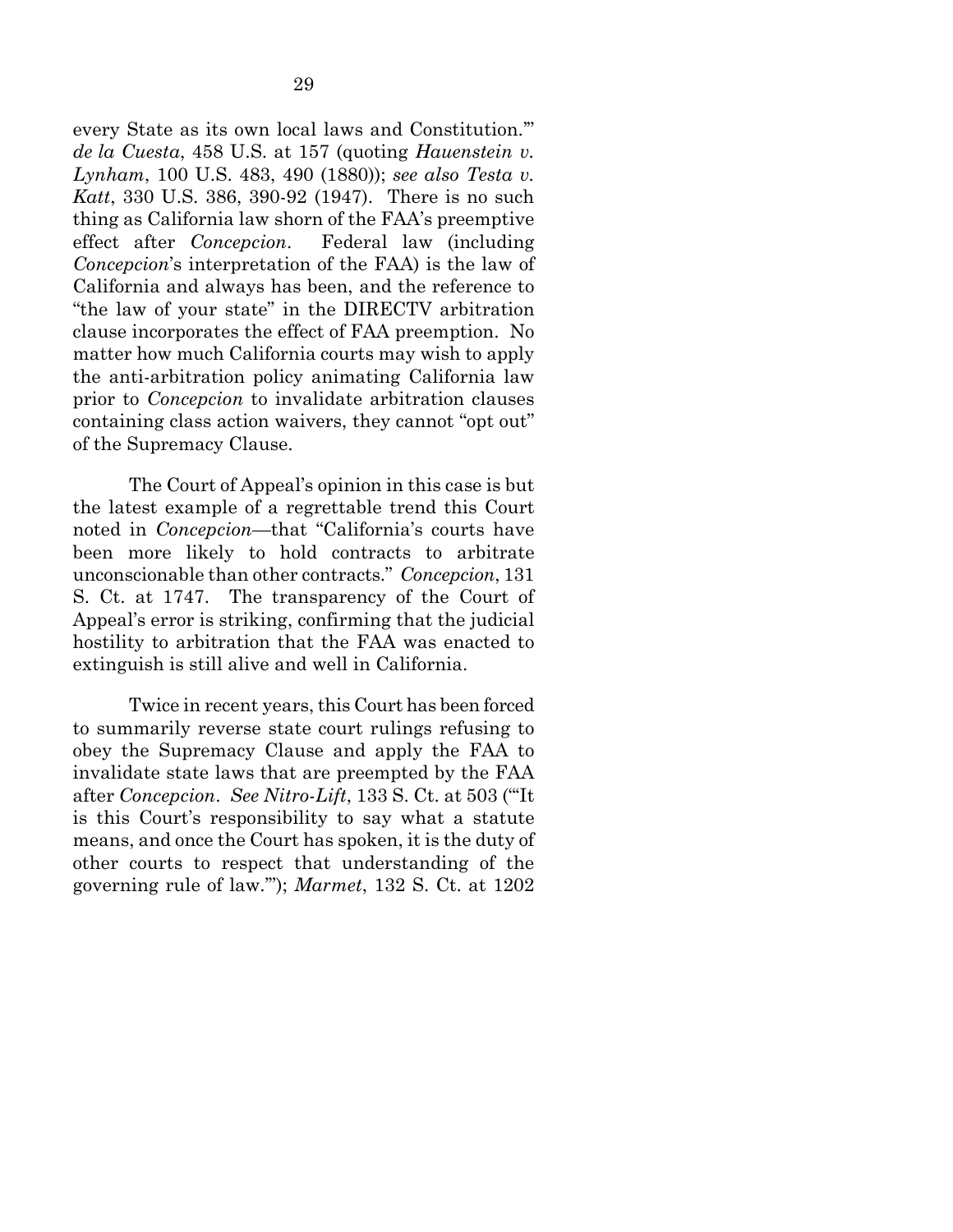every State as its own local laws and Constitution.'" *de la Cuesta*, 458 U.S. at 157 (quoting *Hauenstein v. Lynham*, 100 U.S. 483, 490 (1880)); *see also Testa v. Katt*, 330 U.S. 386, 390-92 (1947). There is no such thing as California law shorn of the FAA's preemptive effect after *Concepcion*. Federal law (including *Concepcion*'s interpretation of the FAA) is the law of California and always has been, and the reference to "the law of your state" in the DIRECTV arbitration clause incorporates the effect of FAA preemption. No matter how much California courts may wish to apply the anti-arbitration policy animating California law prior to *Concepcion* to invalidate arbitration clauses containing class action waivers, they cannot "opt out" of the Supremacy Clause.

The Court of Appeal's opinion in this case is but the latest example of a regrettable trend this Court noted in *Concepcion*—that "California's courts have been more likely to hold contracts to arbitrate unconscionable than other contracts." *Concepcion*, 131 S. Ct. at 1747. The transparency of the Court of Appeal's error is striking, confirming that the judicial hostility to arbitration that the FAA was enacted to extinguish is still alive and well in California.

Twice in recent years, this Court has been forced to summarily reverse state court rulings refusing to obey the Supremacy Clause and apply the FAA to invalidate state laws that are preempted by the FAA after *Concepcion*. *See Nitro-Lift*, 133 S. Ct. at 503 ("'It is this Court's responsibility to say what a statute means, and once the Court has spoken, it is the duty of other courts to respect that understanding of the governing rule of law.'"); *Marmet*, 132 S. Ct. at 1202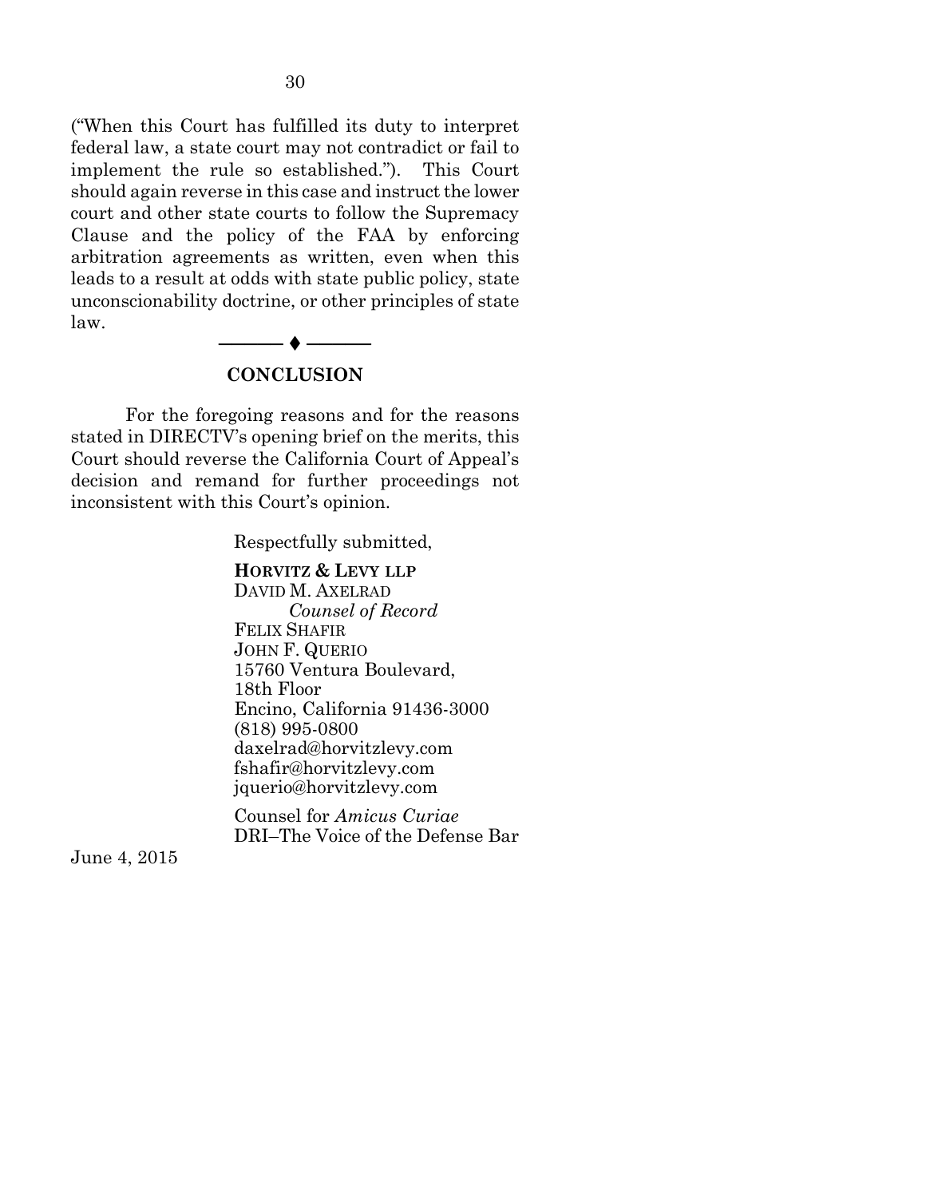("When this Court has fulfilled its duty to interpret federal law, a state court may not contradict or fail to implement the rule so established."). This Court should again reverse in this case and instruct the lower court and other state courts to follow the Supremacy Clause and the policy of the FAA by enforcing arbitration agreements as written, even when this leads to a result at odds with state public policy, state unconscionability doctrine, or other principles of state law.

## CONCLUSION

For the foregoing reasons and for the reasons stated in DIRECTV's opening brief on the merits, this Court should reverse the California Court of Appeal's decision and remand for further proceedings not inconsistent with this Court's opinion.

Respectfully submitted,

**HORVITZ & LEVY LLP**
DAVID M. AXELRAD
*Counsel of Record*
FELIX SHAFIR
JOHN F. QUERIO
15760 Ventura Boulevard,
18th Floor
Encino, California 91436-3000
(818) 995-0800
daxelrad@horvitzlevy.com
fshafir@horvitzlevy.com
jquerio@horvitzlevy.com

Counsel for *Amicus Curiae*
DRI–The Voice of the Defense Bar

June 4, 2015